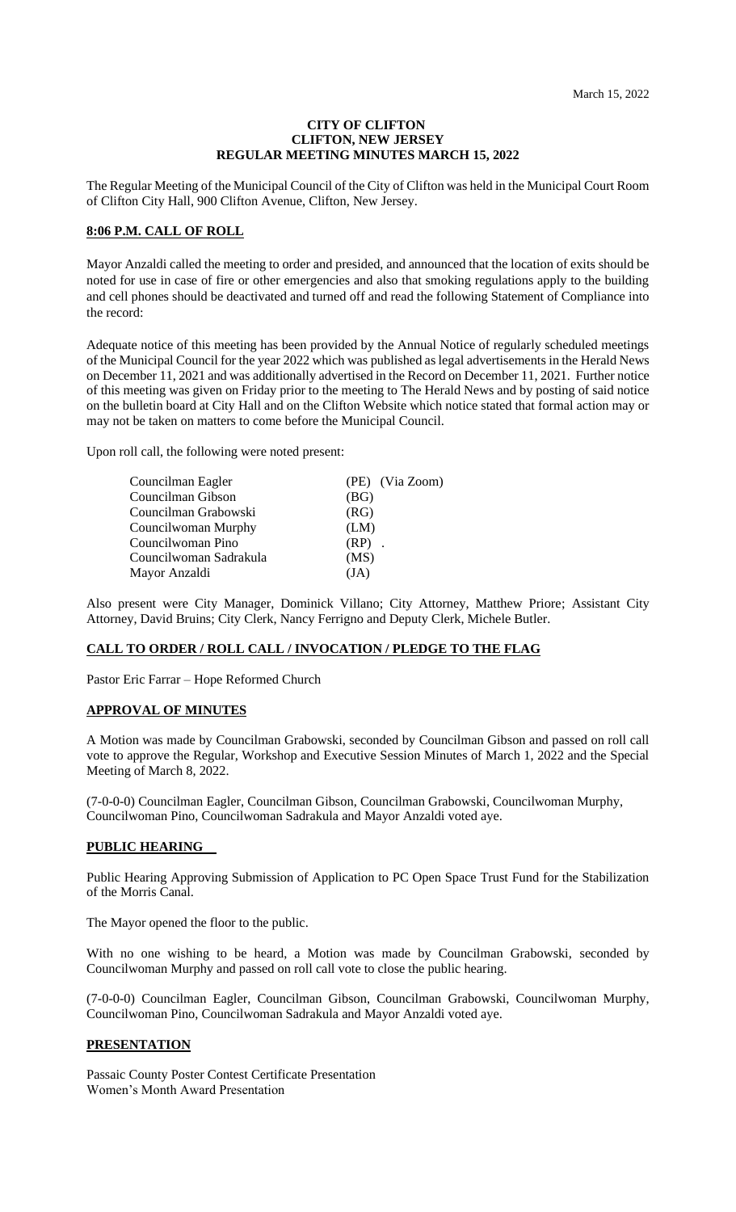March 15, 2022

**CITY OF CLIFTON**
**CLIFTON, NEW JERSEY**
**REGULAR MEETING MINUTES MARCH 15, 2022**

The Regular Meeting of the Municipal Council of the City of Clifton was held in the Municipal Court Room of Clifton City Hall, 900 Clifton Avenue, Clifton, New Jersey.

## 8:06 P.M. CALL OF ROLL

Mayor Anzaldi called the meeting to order and presided, and announced that the location of exits should be noted for use in case of fire or other emergencies and also that smoking regulations apply to the building and cell phones should be deactivated and turned off and read the following Statement of Compliance into the record:

Adequate notice of this meeting has been provided by the Annual Notice of regularly scheduled meetings of the Municipal Council for the year 2022 which was published as legal advertisements in the Herald News on December 11, 2021 and was additionally advertised in the Record on December 11, 2021. Further notice of this meeting was given on Friday prior to the meeting to The Herald News and by posting of said notice on the bulletin board at City Hall and on the Clifton Website which notice stated that formal action may or may not be taken on matters to come before the Municipal Council.

Upon roll call, the following were noted present:

| | |
|---|---|
| Councilman Eagler | (PE) (Via Zoom) |
| Councilman Gibson | (BG) |
| Councilman Grabowski | (RG) |
| Councilwoman Murphy | (LM) |
| Councilwoman Pino | (RP) . |
| Councilwoman Sadrakula | (MS) |
| Mayor Anzaldi | (JA) |

Also present were City Manager, Dominick Villano; City Attorney, Matthew Priore; Assistant City Attorney, David Bruins; City Clerk, Nancy Ferrigno and Deputy Clerk, Michele Butler.

## CALL TO ORDER / ROLL CALL / INVOCATION / PLEDGE TO THE FLAG

Pastor Eric Farrar – Hope Reformed Church

## APPROVAL OF MINUTES

A Motion was made by Councilman Grabowski, seconded by Councilman Gibson and passed on roll call vote to approve the Regular, Workshop and Executive Session Minutes of March 1, 2022 and the Special Meeting of March 8, 2022.

(7-0-0-0) Councilman Eagler, Councilman Gibson, Councilman Grabowski, Councilwoman Murphy, Councilwoman Pino, Councilwoman Sadrakula and Mayor Anzaldi voted aye.

## PUBLIC HEARING

Public Hearing Approving Submission of Application to PC Open Space Trust Fund for the Stabilization of the Morris Canal.

The Mayor opened the floor to the public.

With no one wishing to be heard, a Motion was made by Councilman Grabowski, seconded by Councilwoman Murphy and passed on roll call vote to close the public hearing.

(7-0-0-0) Councilman Eagler, Councilman Gibson, Councilman Grabowski, Councilwoman Murphy, Councilwoman Pino, Councilwoman Sadrakula and Mayor Anzaldi voted aye.

## PRESENTATION

Passaic County Poster Contest Certificate Presentation
Women's Month Award Presentation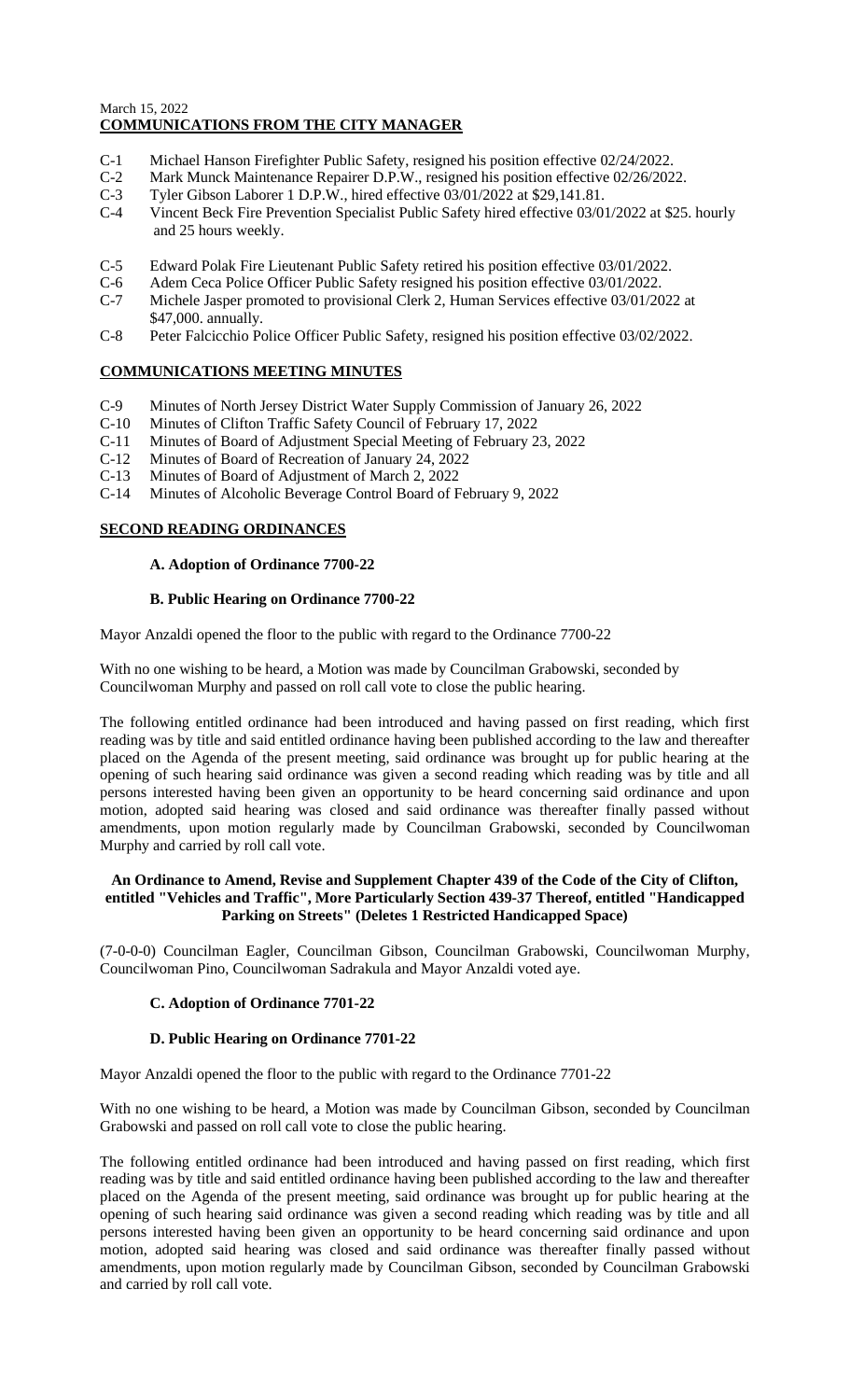March 15, 2022

## COMMUNICATIONS FROM THE CITY MANAGER

- C-1 Michael Hanson Firefighter Public Safety, resigned his position effective 02/24/2022.
- C-2 Mark Munck Maintenance Repairer D.P.W., resigned his position effective 02/26/2022.
- C-3 Tyler Gibson Laborer 1 D.P.W., hired effective 03/01/2022 at $29,141.81.
- C-4 Vincent Beck Fire Prevention Specialist Public Safety hired effective 03/01/2022 at $25. hourly and 25 hours weekly.
- C-5 Edward Polak Fire Lieutenant Public Safety retired his position effective 03/01/2022.
- C-6 Adem Ceca Police Officer Public Safety resigned his position effective 03/01/2022.
- C-7 Michele Jasper promoted to provisional Clerk 2, Human Services effective 03/01/2022 at $47,000. annually.
- C-8 Peter Falcicchio Police Officer Public Safety, resigned his position effective 03/02/2022.

## COMMUNICATIONS MEETING MINUTES

- C-9 Minutes of North Jersey District Water Supply Commission of January 26, 2022
- C-10 Minutes of Clifton Traffic Safety Council of February 17, 2022
- C-11 Minutes of Board of Adjustment Special Meeting of February 23, 2022
- C-12 Minutes of Board of Recreation of January 24, 2022
- C-13 Minutes of Board of Adjustment of March 2, 2022
- C-14 Minutes of Alcoholic Beverage Control Board of February 9, 2022

## SECOND READING ORDINANCES

**A. Adoption of Ordinance 7700-22**

**B. Public Hearing on Ordinance 7700-22**

Mayor Anzaldi opened the floor to the public with regard to the Ordinance 7700-22

With no one wishing to be heard, a Motion was made by Councilman Grabowski, seconded by Councilwoman Murphy and passed on roll call vote to close the public hearing.

The following entitled ordinance had been introduced and having passed on first reading, which first reading was by title and said entitled ordinance having been published according to the law and thereafter placed on the Agenda of the present meeting, said ordinance was brought up for public hearing at the opening of such hearing said ordinance was given a second reading which reading was by title and all persons interested having been given an opportunity to be heard concerning said ordinance and upon motion, adopted said hearing was closed and said ordinance was thereafter finally passed without amendments, upon motion regularly made by Councilman Grabowski, seconded by Councilwoman Murphy and carried by roll call vote.

**An Ordinance to Amend, Revise and Supplement Chapter 439 of the Code of the City of Clifton, entitled "Vehicles and Traffic", More Particularly Section 439-37 Thereof, entitled "Handicapped Parking on Streets" (Deletes 1 Restricted Handicapped Space)**

(7-0-0-0) Councilman Eagler, Councilman Gibson, Councilman Grabowski, Councilwoman Murphy, Councilwoman Pino, Councilwoman Sadrakula and Mayor Anzaldi voted aye.

**C. Adoption of Ordinance 7701-22**

**D. Public Hearing on Ordinance 7701-22**

Mayor Anzaldi opened the floor to the public with regard to the Ordinance 7701-22

With no one wishing to be heard, a Motion was made by Councilman Gibson, seconded by Councilman Grabowski and passed on roll call vote to close the public hearing.

The following entitled ordinance had been introduced and having passed on first reading, which first reading was by title and said entitled ordinance having been published according to the law and thereafter placed on the Agenda of the present meeting, said ordinance was brought up for public hearing at the opening of such hearing said ordinance was given a second reading which reading was by title and all persons interested having been given an opportunity to be heard concerning said ordinance and upon motion, adopted said hearing was closed and said ordinance was thereafter finally passed without amendments, upon motion regularly made by Councilman Gibson, seconded by Councilman Grabowski and carried by roll call vote.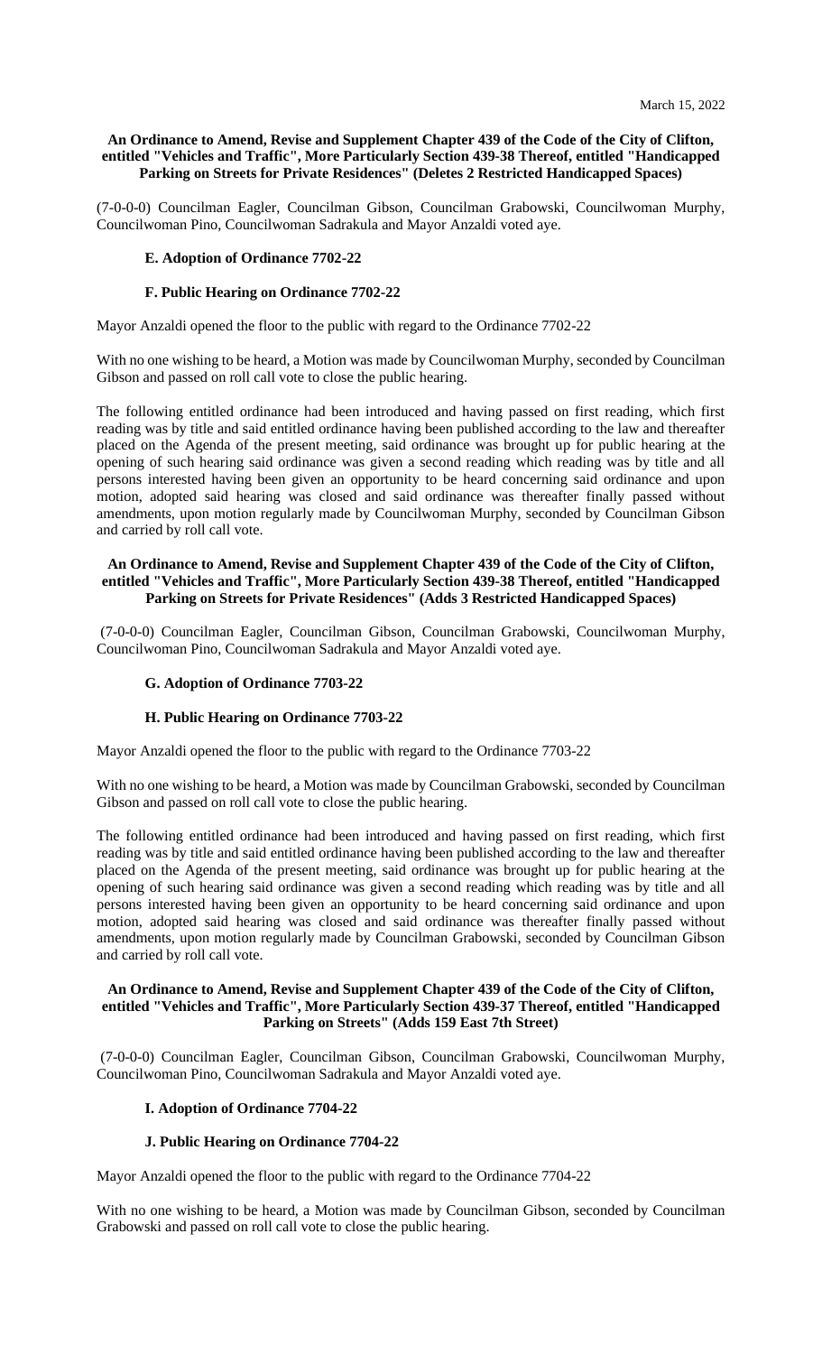**An Ordinance to Amend, Revise and Supplement Chapter 439 of the Code of the City of Clifton, entitled "Vehicles and Traffic", More Particularly Section 439-38 Thereof, entitled "Handicapped Parking on Streets for Private Residences" (Deletes 2 Restricted Handicapped Spaces)**

(7-0-0-0) Councilman Eagler, Councilman Gibson, Councilman Grabowski, Councilwoman Murphy, Councilwoman Pino, Councilwoman Sadrakula and Mayor Anzaldi voted aye.

**E. Adoption of Ordinance 7702-22**

**F. Public Hearing on Ordinance 7702-22**

Mayor Anzaldi opened the floor to the public with regard to the Ordinance 7702-22

With no one wishing to be heard, a Motion was made by Councilwoman Murphy, seconded by Councilman Gibson and passed on roll call vote to close the public hearing.

The following entitled ordinance had been introduced and having passed on first reading, which first reading was by title and said entitled ordinance having been published according to the law and thereafter placed on the Agenda of the present meeting, said ordinance was brought up for public hearing at the opening of such hearing said ordinance was given a second reading which reading was by title and all persons interested having been given an opportunity to be heard concerning said ordinance and upon motion, adopted said hearing was closed and said ordinance was thereafter finally passed without amendments, upon motion regularly made by Councilwoman Murphy, seconded by Councilman Gibson and carried by roll call vote.

**An Ordinance to Amend, Revise and Supplement Chapter 439 of the Code of the City of Clifton, entitled "Vehicles and Traffic", More Particularly Section 439-38 Thereof, entitled "Handicapped Parking on Streets for Private Residences" (Adds 3 Restricted Handicapped Spaces)**

(7-0-0-0) Councilman Eagler, Councilman Gibson, Councilman Grabowski, Councilwoman Murphy, Councilwoman Pino, Councilwoman Sadrakula and Mayor Anzaldi voted aye.

**G. Adoption of Ordinance 7703-22**

**H. Public Hearing on Ordinance 7703-22**

Mayor Anzaldi opened the floor to the public with regard to the Ordinance 7703-22

With no one wishing to be heard, a Motion was made by Councilman Grabowski, seconded by Councilman Gibson and passed on roll call vote to close the public hearing.

The following entitled ordinance had been introduced and having passed on first reading, which first reading was by title and said entitled ordinance having been published according to the law and thereafter placed on the Agenda of the present meeting, said ordinance was brought up for public hearing at the opening of such hearing said ordinance was given a second reading which reading was by title and all persons interested having been given an opportunity to be heard concerning said ordinance and upon motion, adopted said hearing was closed and said ordinance was thereafter finally passed without amendments, upon motion regularly made by Councilman Grabowski, seconded by Councilman Gibson and carried by roll call vote.

**An Ordinance to Amend, Revise and Supplement Chapter 439 of the Code of the City of Clifton, entitled "Vehicles and Traffic", More Particularly Section 439-37 Thereof, entitled "Handicapped Parking on Streets" (Adds 159 East 7th Street)**

(7-0-0-0) Councilman Eagler, Councilman Gibson, Councilman Grabowski, Councilwoman Murphy, Councilwoman Pino, Councilwoman Sadrakula and Mayor Anzaldi voted aye.

**I. Adoption of Ordinance 7704-22**

**J. Public Hearing on Ordinance 7704-22**

Mayor Anzaldi opened the floor to the public with regard to the Ordinance 7704-22

With no one wishing to be heard, a Motion was made by Councilman Gibson, seconded by Councilman Grabowski and passed on roll call vote to close the public hearing.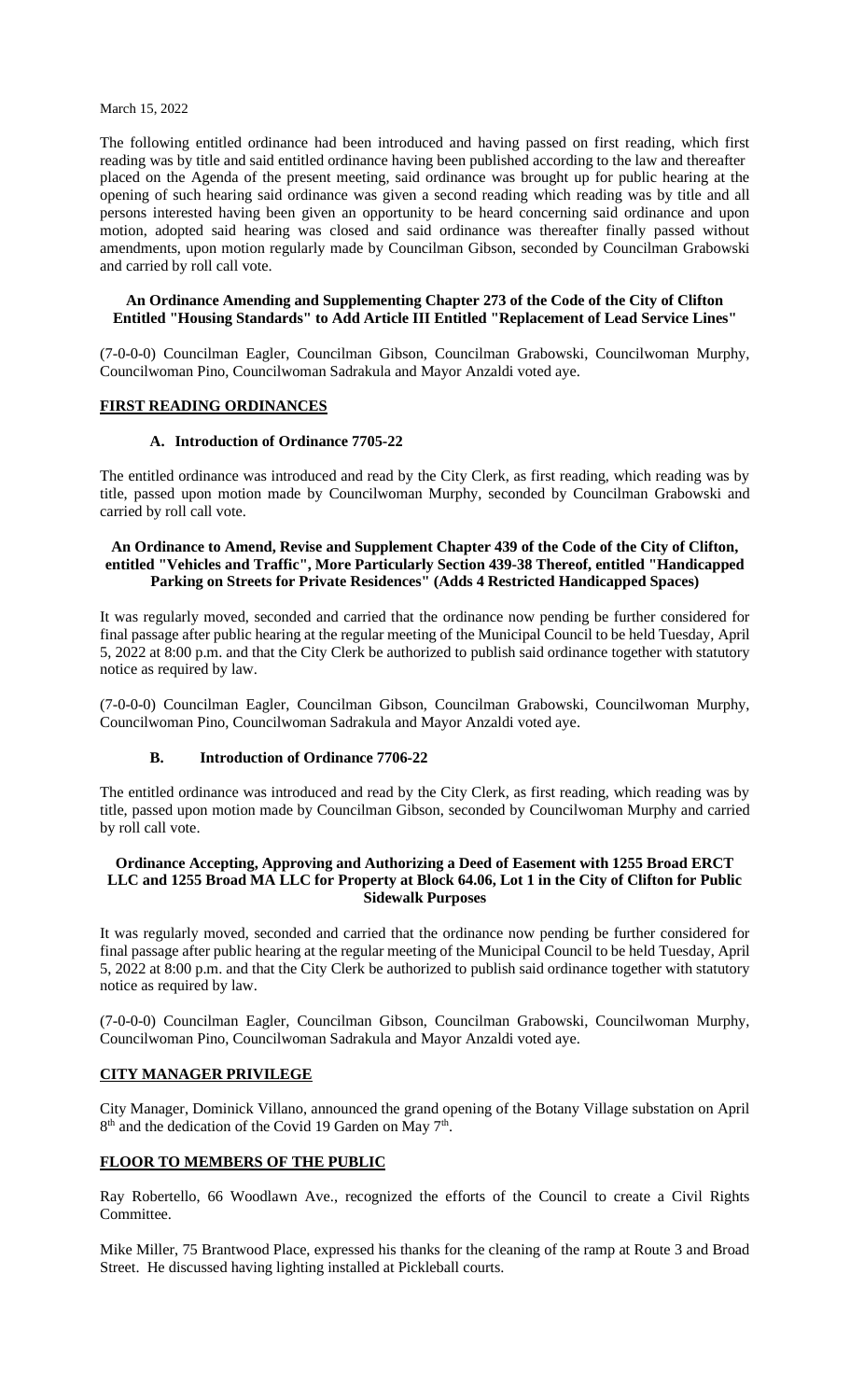March 15, 2022

The following entitled ordinance had been introduced and having passed on first reading, which first reading was by title and said entitled ordinance having been published according to the law and thereafter placed on the Agenda of the present meeting, said ordinance was brought up for public hearing at the opening of such hearing said ordinance was given a second reading which reading was by title and all persons interested having been given an opportunity to be heard concerning said ordinance and upon motion, adopted said hearing was closed and said ordinance was thereafter finally passed without amendments, upon motion regularly made by Councilman Gibson, seconded by Councilman Grabowski and carried by roll call vote.

**An Ordinance Amending and Supplementing Chapter 273 of the Code of the City of Clifton Entitled "Housing Standards" to Add Article III Entitled "Replacement of Lead Service Lines"**

(7-0-0-0) Councilman Eagler, Councilman Gibson, Councilman Grabowski, Councilwoman Murphy, Councilwoman Pino, Councilwoman Sadrakula and Mayor Anzaldi voted aye.

## FIRST READING ORDINANCES

### A. Introduction of Ordinance 7705-22

The entitled ordinance was introduced and read by the City Clerk, as first reading, which reading was by title, passed upon motion made by Councilwoman Murphy, seconded by Councilman Grabowski and carried by roll call vote.

**An Ordinance to Amend, Revise and Supplement Chapter 439 of the Code of the City of Clifton, entitled "Vehicles and Traffic", More Particularly Section 439-38 Thereof, entitled "Handicapped Parking on Streets for Private Residences" (Adds 4 Restricted Handicapped Spaces)**

It was regularly moved, seconded and carried that the ordinance now pending be further considered for final passage after public hearing at the regular meeting of the Municipal Council to be held Tuesday, April 5, 2022 at 8:00 p.m. and that the City Clerk be authorized to publish said ordinance together with statutory notice as required by law.

(7-0-0-0) Councilman Eagler, Councilman Gibson, Councilman Grabowski, Councilwoman Murphy, Councilwoman Pino, Councilwoman Sadrakula and Mayor Anzaldi voted aye.

### B. Introduction of Ordinance 7706-22

The entitled ordinance was introduced and read by the City Clerk, as first reading, which reading was by title, passed upon motion made by Councilman Gibson, seconded by Councilwoman Murphy and carried by roll call vote.

**Ordinance Accepting, Approving and Authorizing a Deed of Easement with 1255 Broad ERCT LLC and 1255 Broad MA LLC for Property at Block 64.06, Lot 1 in the City of Clifton for Public Sidewalk Purposes**

It was regularly moved, seconded and carried that the ordinance now pending be further considered for final passage after public hearing at the regular meeting of the Municipal Council to be held Tuesday, April 5, 2022 at 8:00 p.m. and that the City Clerk be authorized to publish said ordinance together with statutory notice as required by law.

(7-0-0-0) Councilman Eagler, Councilman Gibson, Councilman Grabowski, Councilwoman Murphy, Councilwoman Pino, Councilwoman Sadrakula and Mayor Anzaldi voted aye.

## CITY MANAGER PRIVILEGE

City Manager, Dominick Villano, announced the grand opening of the Botany Village substation on April 8th and the dedication of the Covid 19 Garden on May 7th.

## FLOOR TO MEMBERS OF THE PUBLIC

Ray Robertello, 66 Woodlawn Ave., recognized the efforts of the Council to create a Civil Rights Committee.

Mike Miller, 75 Brantwood Place, expressed his thanks for the cleaning of the ramp at Route 3 and Broad Street. He discussed having lighting installed at Pickleball courts.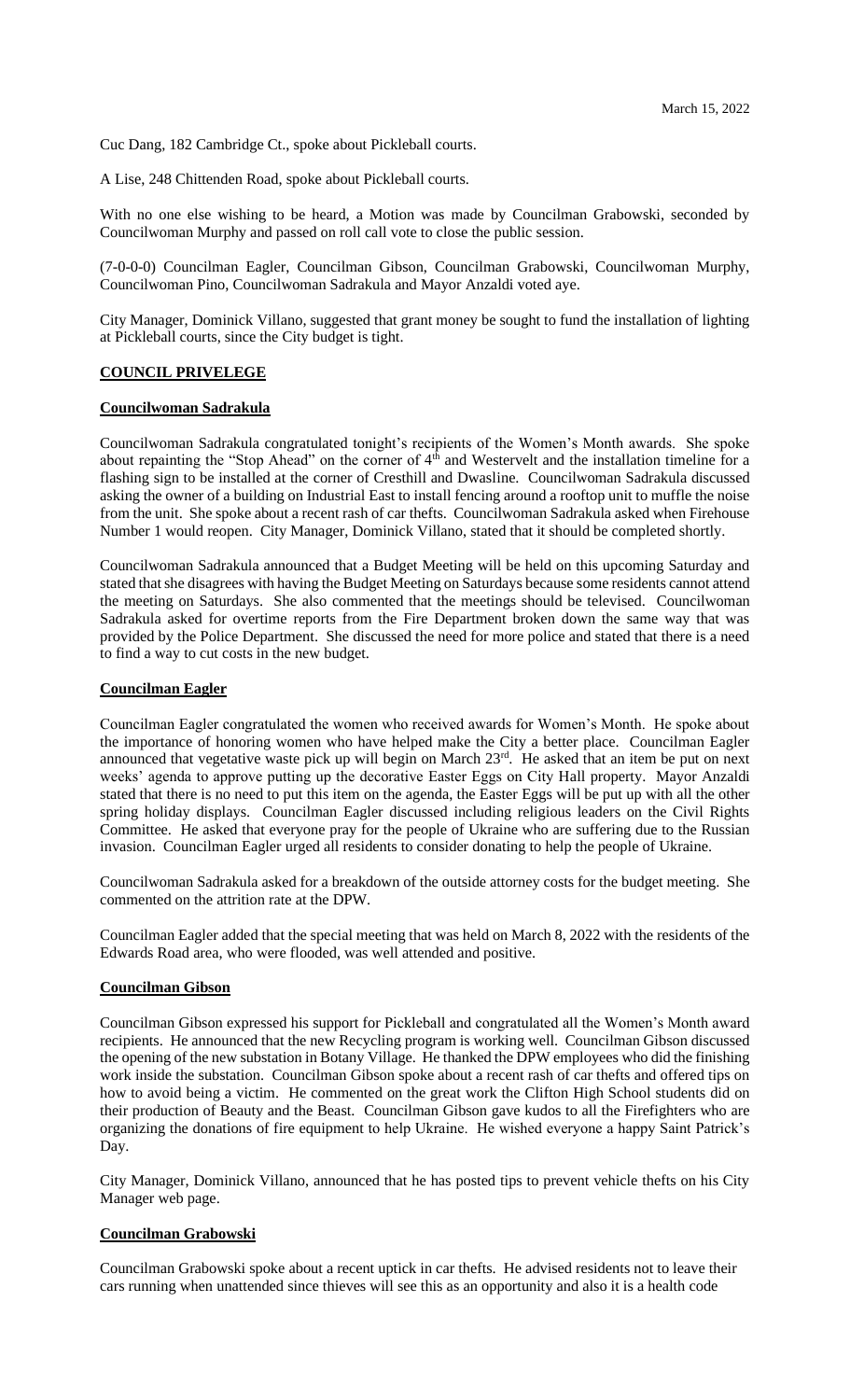Cuc Dang, 182 Cambridge Ct., spoke about Pickleball courts.

A Lise, 248 Chittenden Road, spoke about Pickleball courts.

With no one else wishing to be heard, a Motion was made by Councilman Grabowski, seconded by Councilwoman Murphy and passed on roll call vote to close the public session.

(7-0-0-0) Councilman Eagler, Councilman Gibson, Councilman Grabowski, Councilwoman Murphy, Councilwoman Pino, Councilwoman Sadrakula and Mayor Anzaldi voted aye.

City Manager, Dominick Villano, suggested that grant money be sought to fund the installation of lighting at Pickleball courts, since the City budget is tight.

**COUNCIL PRIVELEGE**

**Councilwoman Sadrakula**

Councilwoman Sadrakula congratulated tonight's recipients of the Women's Month awards. She spoke about repainting the "Stop Ahead" on the corner of 4th and Westervelt and the installation timeline for a flashing sign to be installed at the corner of Cresthill and Dwasline. Councilwoman Sadrakula discussed asking the owner of a building on Industrial East to install fencing around a rooftop unit to muffle the noise from the unit. She spoke about a recent rash of car thefts. Councilwoman Sadrakula asked when Firehouse Number 1 would reopen. City Manager, Dominick Villano, stated that it should be completed shortly.

Councilwoman Sadrakula announced that a Budget Meeting will be held on this upcoming Saturday and stated that she disagrees with having the Budget Meeting on Saturdays because some residents cannot attend the meeting on Saturdays. She also commented that the meetings should be televised. Councilwoman Sadrakula asked for overtime reports from the Fire Department broken down the same way that was provided by the Police Department. She discussed the need for more police and stated that there is a need to find a way to cut costs in the new budget.

**Councilman Eagler**

Councilman Eagler congratulated the women who received awards for Women's Month. He spoke about the importance of honoring women who have helped make the City a better place. Councilman Eagler announced that vegetative waste pick up will begin on March 23rd. He asked that an item be put on next weeks' agenda to approve putting up the decorative Easter Eggs on City Hall property. Mayor Anzaldi stated that there is no need to put this item on the agenda, the Easter Eggs will be put up with all the other spring holiday displays. Councilman Eagler discussed including religious leaders on the Civil Rights Committee. He asked that everyone pray for the people of Ukraine who are suffering due to the Russian invasion. Councilman Eagler urged all residents to consider donating to help the people of Ukraine.

Councilwoman Sadrakula asked for a breakdown of the outside attorney costs for the budget meeting. She commented on the attrition rate at the DPW.

Councilman Eagler added that the special meeting that was held on March 8, 2022 with the residents of the Edwards Road area, who were flooded, was well attended and positive.

**Councilman Gibson**

Councilman Gibson expressed his support for Pickleball and congratulated all the Women's Month award recipients. He announced that the new Recycling program is working well. Councilman Gibson discussed the opening of the new substation in Botany Village. He thanked the DPW employees who did the finishing work inside the substation. Councilman Gibson spoke about a recent rash of car thefts and offered tips on how to avoid being a victim. He commented on the great work the Clifton High School students did on their production of Beauty and the Beast. Councilman Gibson gave kudos to all the Firefighters who are organizing the donations of fire equipment to help Ukraine. He wished everyone a happy Saint Patrick's Day.

City Manager, Dominick Villano, announced that he has posted tips to prevent vehicle thefts on his City Manager web page.

**Councilman Grabowski**

Councilman Grabowski spoke about a recent uptick in car thefts. He advised residents not to leave their cars running when unattended since thieves will see this as an opportunity and also it is a health code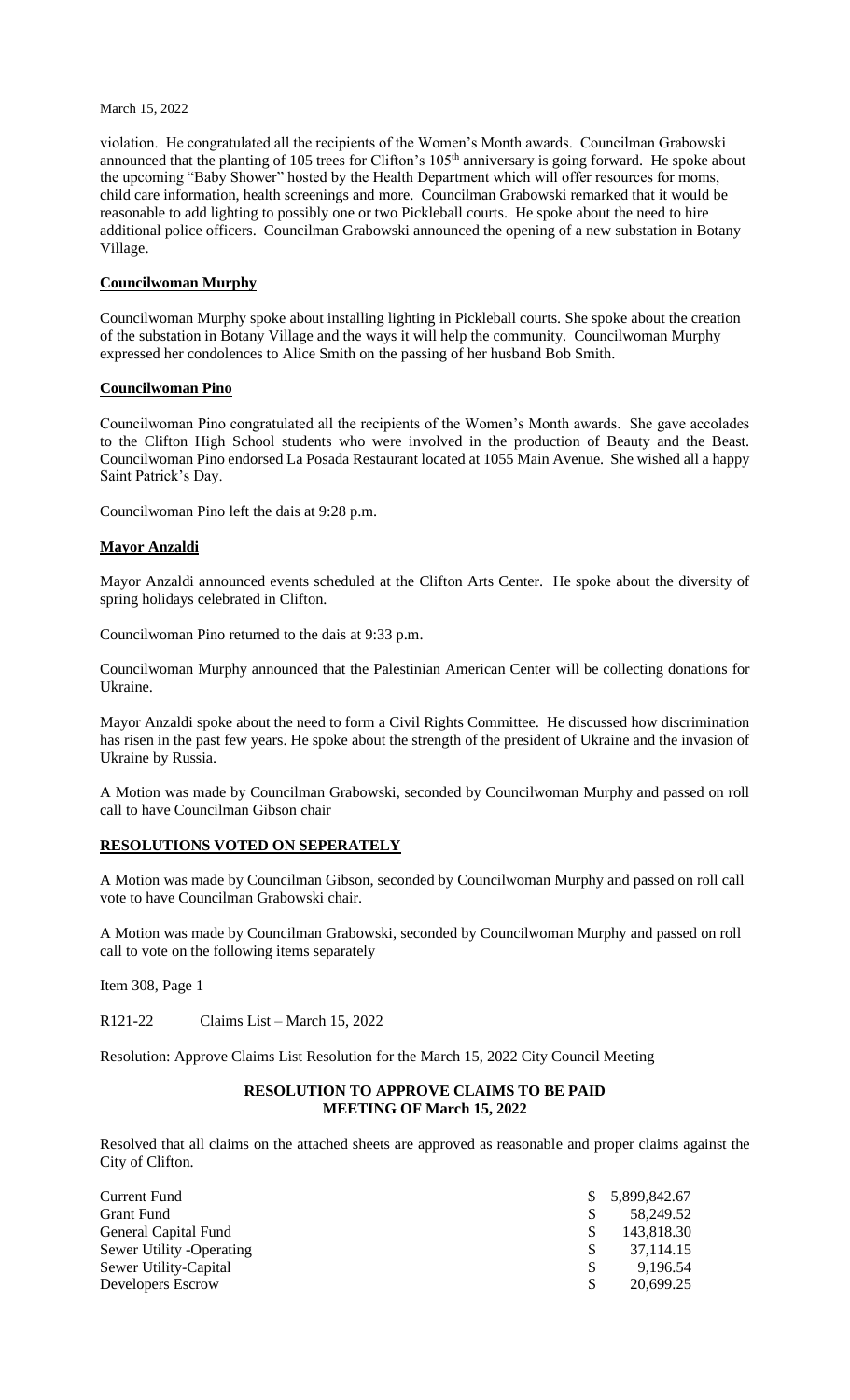violation. He congratulated all the recipients of the Women's Month awards. Councilman Grabowski announced that the planting of 105 trees for Clifton's 105th anniversary is going forward. He spoke about the upcoming "Baby Shower" hosted by the Health Department which will offer resources for moms, child care information, health screenings and more. Councilman Grabowski remarked that it would be reasonable to add lighting to possibly one or two Pickleball courts. He spoke about the need to hire additional police officers. Councilman Grabowski announced the opening of a new substation in Botany Village.

**Councilwoman Murphy**

Councilwoman Murphy spoke about installing lighting in Pickleball courts. She spoke about the creation of the substation in Botany Village and the ways it will help the community. Councilwoman Murphy expressed her condolences to Alice Smith on the passing of her husband Bob Smith.

**Councilwoman Pino**

Councilwoman Pino congratulated all the recipients of the Women's Month awards. She gave accolades to the Clifton High School students who were involved in the production of Beauty and the Beast. Councilwoman Pino endorsed La Posada Restaurant located at 1055 Main Avenue. She wished all a happy Saint Patrick's Day.

Councilwoman Pino left the dais at 9:28 p.m.

**Mayor Anzaldi**

Mayor Anzaldi announced events scheduled at the Clifton Arts Center. He spoke about the diversity of spring holidays celebrated in Clifton.

Councilwoman Pino returned to the dais at 9:33 p.m.

Councilwoman Murphy announced that the Palestinian American Center will be collecting donations for Ukraine.

Mayor Anzaldi spoke about the need to form a Civil Rights Committee. He discussed how discrimination has risen in the past few years. He spoke about the strength of the president of Ukraine and the invasion of Ukraine by Russia.

A Motion was made by Councilman Grabowski, seconded by Councilwoman Murphy and passed on roll call to have Councilman Gibson chair

**RESOLUTIONS VOTED ON SEPERATELY**

A Motion was made by Councilman Gibson, seconded by Councilwoman Murphy and passed on roll call vote to have Councilman Grabowski chair.

A Motion was made by Councilman Grabowski, seconded by Councilwoman Murphy and passed on roll call to vote on the following items separately

Item 308, Page 1

R121-22 Claims List – March 15, 2022

Resolution: Approve Claims List Resolution for the March 15, 2022 City Council Meeting

**RESOLUTION TO APPROVE CLAIMS TO BE PAID**
**MEETING OF March 15, 2022**

Resolved that all claims on the attached sheets are approved as reasonable and proper claims against the City of Clifton.

| | | |
|---|---|---|
| Current Fund | $ | 5,899,842.67 |
| Grant Fund | $ | 58,249.52 |
| General Capital Fund | $ | 143,818.30 |
| Sewer Utility -Operating | $ | 37,114.15 |
| Sewer Utility-Capital | $ | 9,196.54 |
| Developers Escrow | $ | 20,699.25 |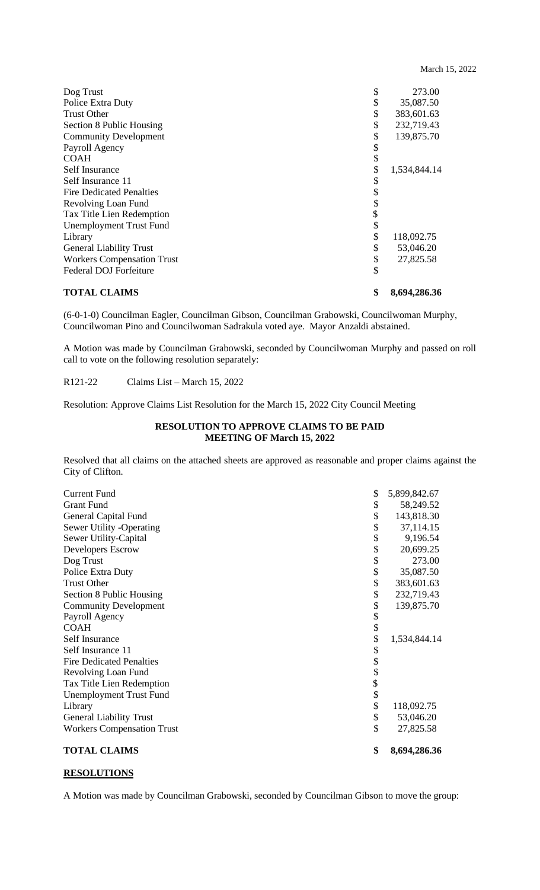| | | |
|---|---|---|
| Dog Trust | $ | 273.00 |
| Police Extra Duty | $ | 35,087.50 |
| Trust Other | $ | 383,601.63 |
| Section 8 Public Housing | $ | 232,719.43 |
| Community Development | $ | 139,875.70 |
| Payroll Agency | $ | |
| COAH | $ | |
| Self Insurance | $ | 1,534,844.14 |
| Self Insurance 11 | $ | |
| Fire Dedicated Penalties | $ | |
| Revolving Loan Fund | $ | |
| Tax Title Lien Redemption | $ | |
| Unemployment Trust Fund | $ | |
| Library | $ | 118,092.75 |
| General Liability Trust | $ | 53,046.20 |
| Workers Compensation Trust | $ | 27,825.58 |
| Federal DOJ Forfeiture | $ | |
| **TOTAL CLAIMS** | **$** | **8,694,286.36** |

(6-0-1-0) Councilman Eagler, Councilman Gibson, Councilman Grabowski, Councilwoman Murphy, Councilwoman Pino and Councilwoman Sadrakula voted aye. Mayor Anzaldi abstained.

A Motion was made by Councilman Grabowski, seconded by Councilwoman Murphy and passed on roll call to vote on the following resolution separately:

R121-22 Claims List – March 15, 2022

Resolution: Approve Claims List Resolution for the March 15, 2022 City Council Meeting

**RESOLUTION TO APPROVE CLAIMS TO BE PAID**
**MEETING OF March 15, 2022**

Resolved that all claims on the attached sheets are approved as reasonable and proper claims against the City of Clifton.

| | | |
|---|---|---|
| Current Fund | $ | 5,899,842.67 |
| Grant Fund | $ | 58,249.52 |
| General Capital Fund | $ | 143,818.30 |
| Sewer Utility -Operating | $ | 37,114.15 |
| Sewer Utility-Capital | $ | 9,196.54 |
| Developers Escrow | $ | 20,699.25 |
| Dog Trust | $ | 273.00 |
| Police Extra Duty | $ | 35,087.50 |
| Trust Other | $ | 383,601.63 |
| Section 8 Public Housing | $ | 232,719.43 |
| Community Development | $ | 139,875.70 |
| Payroll Agency | $ | |
| COAH | $ | |
| Self Insurance | $ | 1,534,844.14 |
| Self Insurance 11 | $ | |
| Fire Dedicated Penalties | $ | |
| Revolving Loan Fund | $ | |
| Tax Title Lien Redemption | $ | |
| Unemployment Trust Fund | $ | |
| Library | $ | 118,092.75 |
| General Liability Trust | $ | 53,046.20 |
| Workers Compensation Trust | $ | 27,825.58 |
| **TOTAL CLAIMS** | **$** | **8,694,286.36** |

## **RESOLUTIONS**

A Motion was made by Councilman Grabowski, seconded by Councilman Gibson to move the group: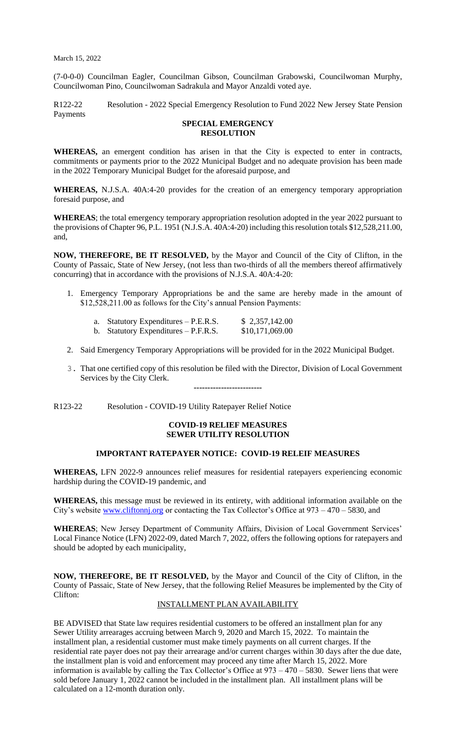March 15, 2022

(7-0-0-0) Councilman Eagler, Councilman Gibson, Councilman Grabowski, Councilwoman Murphy, Councilwoman Pino, Councilwoman Sadrakula and Mayor Anzaldi voted aye.

R122-22 Resolution - 2022 Special Emergency Resolution to Fund 2022 New Jersey State Pension Payments

**SPECIAL EMERGENCY RESOLUTION**

**WHEREAS,** an emergent condition has arisen in that the City is expected to enter in contracts, commitments or payments prior to the 2022 Municipal Budget and no adequate provision has been made in the 2022 Temporary Municipal Budget for the aforesaid purpose, and

**WHEREAS,** N.J.S.A. 40A:4-20 provides for the creation of an emergency temporary appropriation foresaid purpose, and

**WHEREAS**; the total emergency temporary appropriation resolution adopted in the year 2022 pursuant to the provisions of Chapter 96, P.L. 1951 (N.J.S.A. 40A:4-20) including this resolution totals $12,528,211.00, and,

**NOW, THEREFORE, BE IT RESOLVED,** by the Mayor and Council of the City of Clifton, in the County of Passaic, State of New Jersey, (not less than two-thirds of all the members thereof affirmatively concurring) that in accordance with the provisions of N.J.S.A. 40A:4-20:

1. Emergency Temporary Appropriations be and the same are hereby made in the amount of $12,528,211.00 as follows for the City's annual Pension Payments:

   a. Statutory Expenditures – P.E.R.S. $ 2,357,142.00
   b. Statutory Expenditures – P.F.R.S. $10,171,069.00

2. Said Emergency Temporary Appropriations will be provided for in the 2022 Municipal Budget.

3. That one certified copy of this resolution be filed with the Director, Division of Local Government Services by the City Clerk.

-------------------------

R123-22 Resolution - COVID-19 Utility Ratepayer Relief Notice

**COVID-19 RELIEF MEASURES SEWER UTILITY RESOLUTION**

**IMPORTANT RATEPAYER NOTICE: COVID-19 RELEIF MEASURES**

**WHEREAS,** LFN 2022-9 announces relief measures for residential ratepayers experiencing economic hardship during the COVID-19 pandemic, and

**WHEREAS,** this message must be reviewed in its entirety, with additional information available on the City's website www.cliftonnj.org or contacting the Tax Collector's Office at 973 – 470 – 5830, and

**WHEREAS**; New Jersey Department of Community Affairs, Division of Local Government Services' Local Finance Notice (LFN) 2022-09, dated March 7, 2022, offers the following options for ratepayers and should be adopted by each municipality,

**NOW, THEREFORE, BE IT RESOLVED,** by the Mayor and Council of the City of Clifton, in the County of Passaic, State of New Jersey, that the following Relief Measures be implemented by the City of Clifton:

INSTALLMENT PLAN AVAILABILITY

BE ADVISED that State law requires residential customers to be offered an installment plan for any Sewer Utility arrearages accruing between March 9, 2020 and March 15, 2022. To maintain the installment plan, a residential customer must make timely payments on all current charges. If the residential rate payer does not pay their arrearage and/or current charges within 30 days after the due date, the installment plan is void and enforcement may proceed any time after March 15, 2022. More information is available by calling the Tax Collector's Office at 973 – 470 – 5830. Sewer liens that were sold before January 1, 2022 cannot be included in the installment plan. All installment plans will be calculated on a 12-month duration only.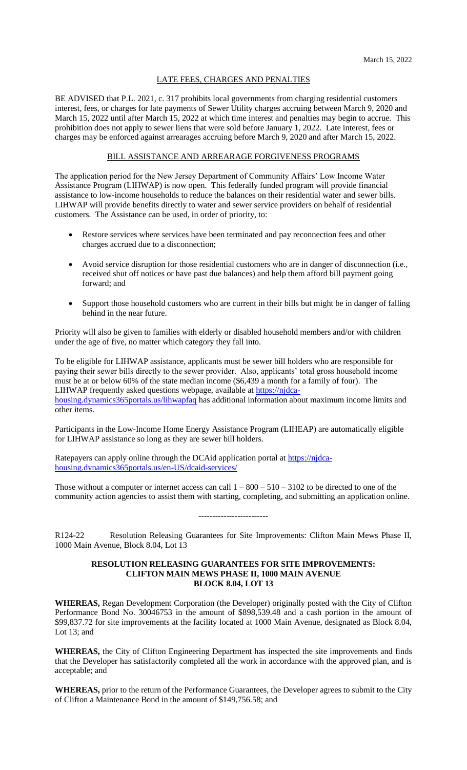March 15, 2022

## LATE FEES, CHARGES AND PENALTIES

BE ADVISED that P.L. 2021, c. 317 prohibits local governments from charging residential customers interest, fees, or charges for late payments of Sewer Utility charges accruing between March 9, 2020 and March 15, 2022 until after March 15, 2022 at which time interest and penalties may begin to accrue. This prohibition does not apply to sewer liens that were sold before January 1, 2022. Late interest, fees or charges may be enforced against arrearages accruing before March 9, 2020 and after March 15, 2022.

## BILL ASSISTANCE AND ARREARAGE FORGIVENESS PROGRAMS

The application period for the New Jersey Department of Community Affairs' Low Income Water Assistance Program (LIHWAP) is now open. This federally funded program will provide financial assistance to low-income households to reduce the balances on their residential water and sewer bills. LIHWAP will provide benefits directly to water and sewer service providers on behalf of residential customers. The Assistance can be used, in order of priority, to:

- Restore services where services have been terminated and pay reconnection fees and other charges accrued due to a disconnection;
- Avoid service disruption for those residential customers who are in danger of disconnection (i.e., received shut off notices or have past due balances) and help them afford bill payment going forward; and
- Support those household customers who are current in their bills but might be in danger of falling behind in the near future.

Priority will also be given to families with elderly or disabled household members and/or with children under the age of five, no matter which category they fall into.

To be eligible for LIHWAP assistance, applicants must be sewer bill holders who are responsible for paying their sewer bills directly to the sewer provider. Also, applicants' total gross household income must be at or below 60% of the state median income ($6,439 a month for a family of four). The LIHWAP frequently asked questions webpage, available at https://njdca-housing.dynamics365portals.us/lihwapfaq has additional information about maximum income limits and other items.

Participants in the Low-Income Home Energy Assistance Program (LIHEAP) are automatically eligible for LIHWAP assistance so long as they are sewer bill holders.

Ratepayers can apply online through the DCAid application portal at https://njdca-housing.dynamics365portals.us/en-US/dcaid-services/

Those without a computer or internet access can call 1 – 800 – 510 – 3102 to be directed to one of the community action agencies to assist them with starting, completing, and submitting an application online.

-------------------------

R124-22 Resolution Releasing Guarantees for Site Improvements: Clifton Main Mews Phase II, 1000 Main Avenue, Block 8.04, Lot 13

**RESOLUTION RELEASING GUARANTEES FOR SITE IMPROVEMENTS: CLIFTON MAIN MEWS PHASE II, 1000 MAIN AVENUE BLOCK 8.04, LOT 13**

**WHEREAS,** Regan Development Corporation (the Developer) originally posted with the City of Clifton Performance Bond No. 30046753 in the amount of $898,539.48 and a cash portion in the amount of $99,837.72 for site improvements at the facility located at 1000 Main Avenue, designated as Block 8.04, Lot 13; and

**WHEREAS,** the City of Clifton Engineering Department has inspected the site improvements and finds that the Developer has satisfactorily completed all the work in accordance with the approved plan, and is acceptable; and

**WHEREAS,** prior to the return of the Performance Guarantees, the Developer agrees to submit to the City of Clifton a Maintenance Bond in the amount of $149,756.58; and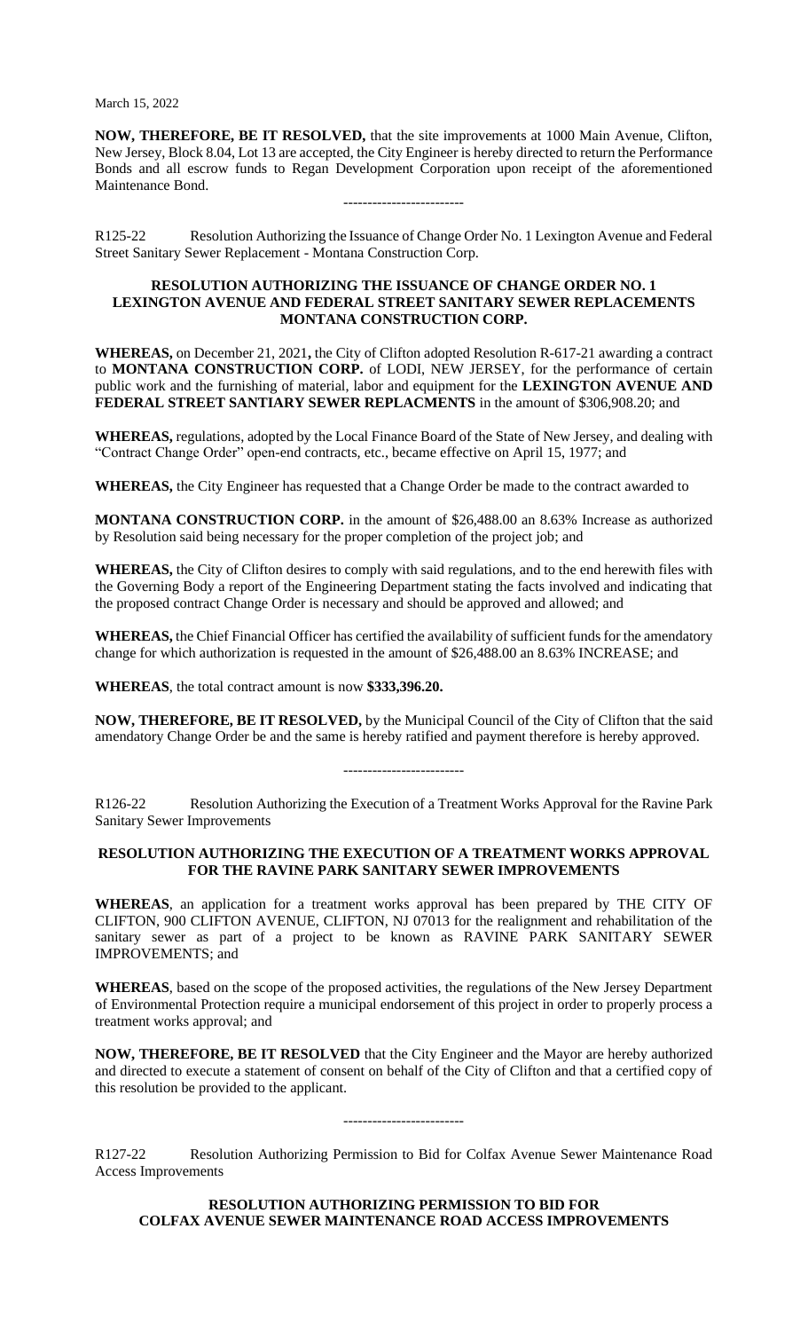March 15, 2022

**NOW, THEREFORE, BE IT RESOLVED,** that the site improvements at 1000 Main Avenue, Clifton, New Jersey, Block 8.04, Lot 13 are accepted, the City Engineer is hereby directed to return the Performance Bonds and all escrow funds to Regan Development Corporation upon receipt of the aforementioned Maintenance Bond.

-------------------------

R125-22 Resolution Authorizing the Issuance of Change Order No. 1 Lexington Avenue and Federal Street Sanitary Sewer Replacement - Montana Construction Corp.

**RESOLUTION AUTHORIZING THE ISSUANCE OF CHANGE ORDER NO. 1 LEXINGTON AVENUE AND FEDERAL STREET SANITARY SEWER REPLACEMENTS MONTANA CONSTRUCTION CORP.**

**WHEREAS,** on December 21, 2021**,** the City of Clifton adopted Resolution R-617-21 awarding a contract to **MONTANA CONSTRUCTION CORP.** of LODI, NEW JERSEY, for the performance of certain public work and the furnishing of material, labor and equipment for the **LEXINGTON AVENUE AND FEDERAL STREET SANTIARY SEWER REPLACMENTS** in the amount of $306,908.20; and

**WHEREAS,** regulations, adopted by the Local Finance Board of the State of New Jersey, and dealing with "Contract Change Order" open-end contracts, etc., became effective on April 15, 1977; and

**WHEREAS,** the City Engineer has requested that a Change Order be made to the contract awarded to

**MONTANA CONSTRUCTION CORP.** in the amount of $26,488.00 an 8.63% Increase as authorized by Resolution said being necessary for the proper completion of the project job; and

**WHEREAS,** the City of Clifton desires to comply with said regulations, and to the end herewith files with the Governing Body a report of the Engineering Department stating the facts involved and indicating that the proposed contract Change Order is necessary and should be approved and allowed; and

**WHEREAS,** the Chief Financial Officer has certified the availability of sufficient funds for the amendatory change for which authorization is requested in the amount of $26,488.00 an 8.63% INCREASE; and

**WHEREAS**, the total contract amount is now **$333,396.20.**

**NOW, THEREFORE, BE IT RESOLVED,** by the Municipal Council of the City of Clifton that the said amendatory Change Order be and the same is hereby ratified and payment therefore is hereby approved.

-------------------------

R126-22 Resolution Authorizing the Execution of a Treatment Works Approval for the Ravine Park Sanitary Sewer Improvements

**RESOLUTION AUTHORIZING THE EXECUTION OF A TREATMENT WORKS APPROVAL FOR THE RAVINE PARK SANITARY SEWER IMPROVEMENTS**

**WHEREAS**, an application for a treatment works approval has been prepared by THE CITY OF CLIFTON, 900 CLIFTON AVENUE, CLIFTON, NJ 07013 for the realignment and rehabilitation of the sanitary sewer as part of a project to be known as RAVINE PARK SANITARY SEWER IMPROVEMENTS; and

**WHEREAS**, based on the scope of the proposed activities, the regulations of the New Jersey Department of Environmental Protection require a municipal endorsement of this project in order to properly process a treatment works approval; and

**NOW, THEREFORE, BE IT RESOLVED** that the City Engineer and the Mayor are hereby authorized and directed to execute a statement of consent on behalf of the City of Clifton and that a certified copy of this resolution be provided to the applicant.

-------------------------

R127-22 Resolution Authorizing Permission to Bid for Colfax Avenue Sewer Maintenance Road Access Improvements

**RESOLUTION AUTHORIZING PERMISSION TO BID FOR COLFAX AVENUE SEWER MAINTENANCE ROAD ACCESS IMPROVEMENTS**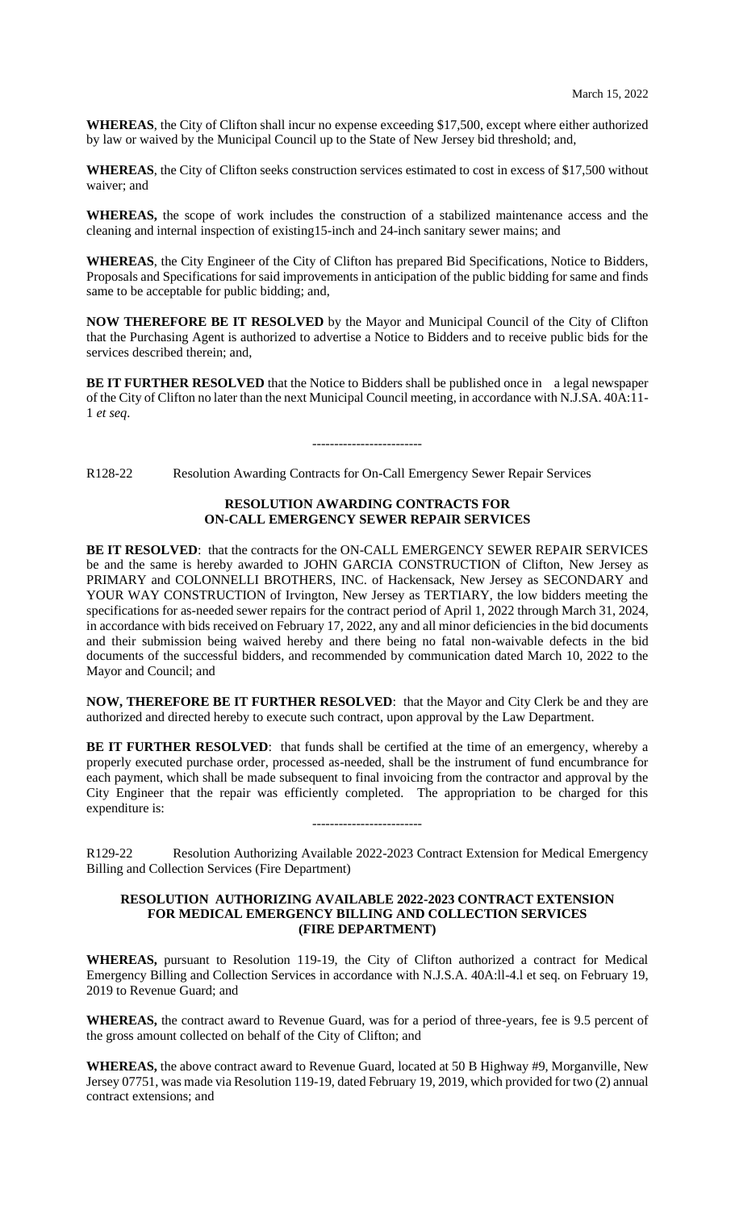March 15, 2022

**WHEREAS**, the City of Clifton shall incur no expense exceeding $17,500, except where either authorized by law or waived by the Municipal Council up to the State of New Jersey bid threshold; and,

**WHEREAS**, the City of Clifton seeks construction services estimated to cost in excess of $17,500 without waiver; and

**WHEREAS,** the scope of work includes the construction of a stabilized maintenance access and the cleaning and internal inspection of existing15-inch and 24-inch sanitary sewer mains; and

**WHEREAS**, the City Engineer of the City of Clifton has prepared Bid Specifications, Notice to Bidders, Proposals and Specifications for said improvements in anticipation of the public bidding for same and finds same to be acceptable for public bidding; and,

**NOW THEREFORE BE IT RESOLVED** by the Mayor and Municipal Council of the City of Clifton that the Purchasing Agent is authorized to advertise a Notice to Bidders and to receive public bids for the services described therein; and,

**BE IT FURTHER RESOLVED** that the Notice to Bidders shall be published once in a legal newspaper of the City of Clifton no later than the next Municipal Council meeting, in accordance with N.J.SA. 40A:11-1 *et seq*.

-------------------------

R128-22 Resolution Awarding Contracts for On-Call Emergency Sewer Repair Services

**RESOLUTION AWARDING CONTRACTS FOR ON-CALL EMERGENCY SEWER REPAIR SERVICES**

**BE IT RESOLVED**: that the contracts for the ON-CALL EMERGENCY SEWER REPAIR SERVICES be and the same is hereby awarded to JOHN GARCIA CONSTRUCTION of Clifton, New Jersey as PRIMARY and COLONNELLI BROTHERS, INC. of Hackensack, New Jersey as SECONDARY and YOUR WAY CONSTRUCTION of Irvington, New Jersey as TERTIARY, the low bidders meeting the specifications for as-needed sewer repairs for the contract period of April 1, 2022 through March 31, 2024, in accordance with bids received on February 17, 2022, any and all minor deficiencies in the bid documents and their submission being waived hereby and there being no fatal non-waivable defects in the bid documents of the successful bidders, and recommended by communication dated March 10, 2022 to the Mayor and Council; and

**NOW, THEREFORE BE IT FURTHER RESOLVED**: that the Mayor and City Clerk be and they are authorized and directed hereby to execute such contract, upon approval by the Law Department.

**BE IT FURTHER RESOLVED**: that funds shall be certified at the time of an emergency, whereby a properly executed purchase order, processed as-needed, shall be the instrument of fund encumbrance for each payment, which shall be made subsequent to final invoicing from the contractor and approval by the City Engineer that the repair was efficiently completed. The appropriation to be charged for this expenditure is:

-------------------------

R129-22 Resolution Authorizing Available 2022-2023 Contract Extension for Medical Emergency Billing and Collection Services (Fire Department)

**RESOLUTION AUTHORIZING AVAILABLE 2022-2023 CONTRACT EXTENSION FOR MEDICAL EMERGENCY BILLING AND COLLECTION SERVICES (FIRE DEPARTMENT)**

**WHEREAS,** pursuant to Resolution 119-19, the City of Clifton authorized a contract for Medical Emergency Billing and Collection Services in accordance with N.J.S.A. 40A:ll-4.l et seq. on February 19, 2019 to Revenue Guard; and

**WHEREAS,** the contract award to Revenue Guard, was for a period of three-years, fee is 9.5 percent of the gross amount collected on behalf of the City of Clifton; and

**WHEREAS,** the above contract award to Revenue Guard, located at 50 B Highway #9, Morganville, New Jersey 07751, was made via Resolution 119-19, dated February 19, 2019, which provided for two (2) annual contract extensions; and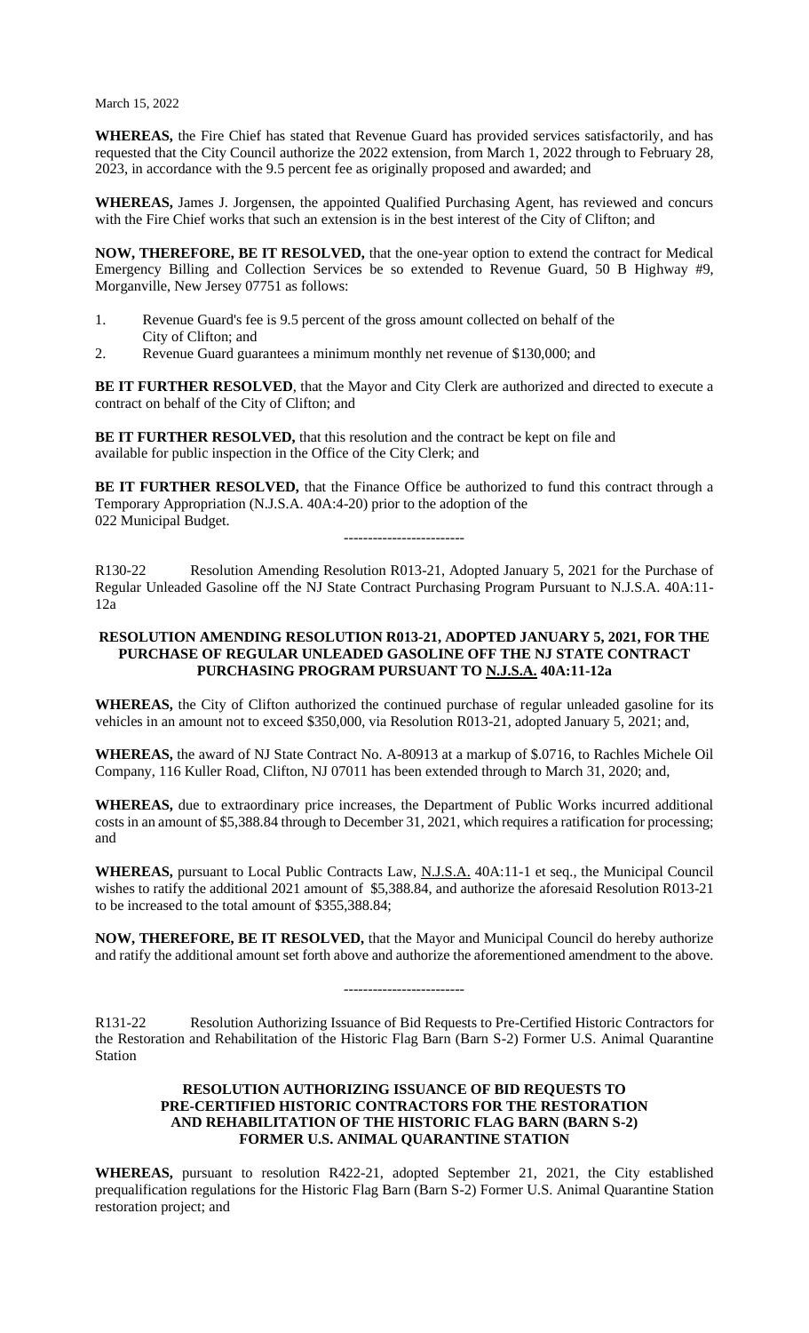March 15, 2022

**WHEREAS,** the Fire Chief has stated that Revenue Guard has provided services satisfactorily, and has requested that the City Council authorize the 2022 extension, from March 1, 2022 through to February 28, 2023, in accordance with the 9.5 percent fee as originally proposed and awarded; and

**WHEREAS,** James J. Jorgensen, the appointed Qualified Purchasing Agent, has reviewed and concurs with the Fire Chief works that such an extension is in the best interest of the City of Clifton; and

**NOW, THEREFORE, BE IT RESOLVED,** that the one-year option to extend the contract for Medical Emergency Billing and Collection Services be so extended to Revenue Guard, 50 B Highway #9, Morganville, New Jersey 07751 as follows:

1. Revenue Guard's fee is 9.5 percent of the gross amount collected on behalf of the City of Clifton; and
2. Revenue Guard guarantees a minimum monthly net revenue of $130,000; and

**BE IT FURTHER RESOLVED**, that the Mayor and City Clerk are authorized and directed to execute a contract on behalf of the City of Clifton; and

**BE IT FURTHER RESOLVED,** that this resolution and the contract be kept on file and available for public inspection in the Office of the City Clerk; and

**BE IT FURTHER RESOLVED,** that the Finance Office be authorized to fund this contract through a Temporary Appropriation (N.J.S.A. 40A:4-20) prior to the adoption of the 022 Municipal Budget.

-------------------------

R130-22 Resolution Amending Resolution R013-21, Adopted January 5, 2021 for the Purchase of Regular Unleaded Gasoline off the NJ State Contract Purchasing Program Pursuant to N.J.S.A. 40A:11-12a

**RESOLUTION AMENDING RESOLUTION R013-21, ADOPTED JANUARY 5, 2021, FOR THE PURCHASE OF REGULAR UNLEADED GASOLINE OFF THE NJ STATE CONTRACT PURCHASING PROGRAM PURSUANT TO N.J.S.A. 40A:11-12a**

**WHEREAS,** the City of Clifton authorized the continued purchase of regular unleaded gasoline for its vehicles in an amount not to exceed $350,000, via Resolution R013-21, adopted January 5, 2021; and,

**WHEREAS,** the award of NJ State Contract No. A-80913 at a markup of $.0716, to Rachles Michele Oil Company, 116 Kuller Road, Clifton, NJ 07011 has been extended through to March 31, 2020; and,

**WHEREAS,** due to extraordinary price increases, the Department of Public Works incurred additional costs in an amount of $5,388.84 through to December 31, 2021, which requires a ratification for processing; and

**WHEREAS,** pursuant to Local Public Contracts Law, N.J.S.A. 40A:11-1 et seq., the Municipal Council wishes to ratify the additional 2021 amount of $5,388.84, and authorize the aforesaid Resolution R013-21 to be increased to the total amount of $355,388.84;

**NOW, THEREFORE, BE IT RESOLVED,** that the Mayor and Municipal Council do hereby authorize and ratify the additional amount set forth above and authorize the aforementioned amendment to the above.

-------------------------

R131-22 Resolution Authorizing Issuance of Bid Requests to Pre-Certified Historic Contractors for the Restoration and Rehabilitation of the Historic Flag Barn (Barn S-2) Former U.S. Animal Quarantine Station

**RESOLUTION AUTHORIZING ISSUANCE OF BID REQUESTS TO PRE-CERTIFIED HISTORIC CONTRACTORS FOR THE RESTORATION AND REHABILITATION OF THE HISTORIC FLAG BARN (BARN S-2) FORMER U.S. ANIMAL QUARANTINE STATION**

**WHEREAS,** pursuant to resolution R422-21, adopted September 21, 2021, the City established prequalification regulations for the Historic Flag Barn (Barn S-2) Former U.S. Animal Quarantine Station restoration project; and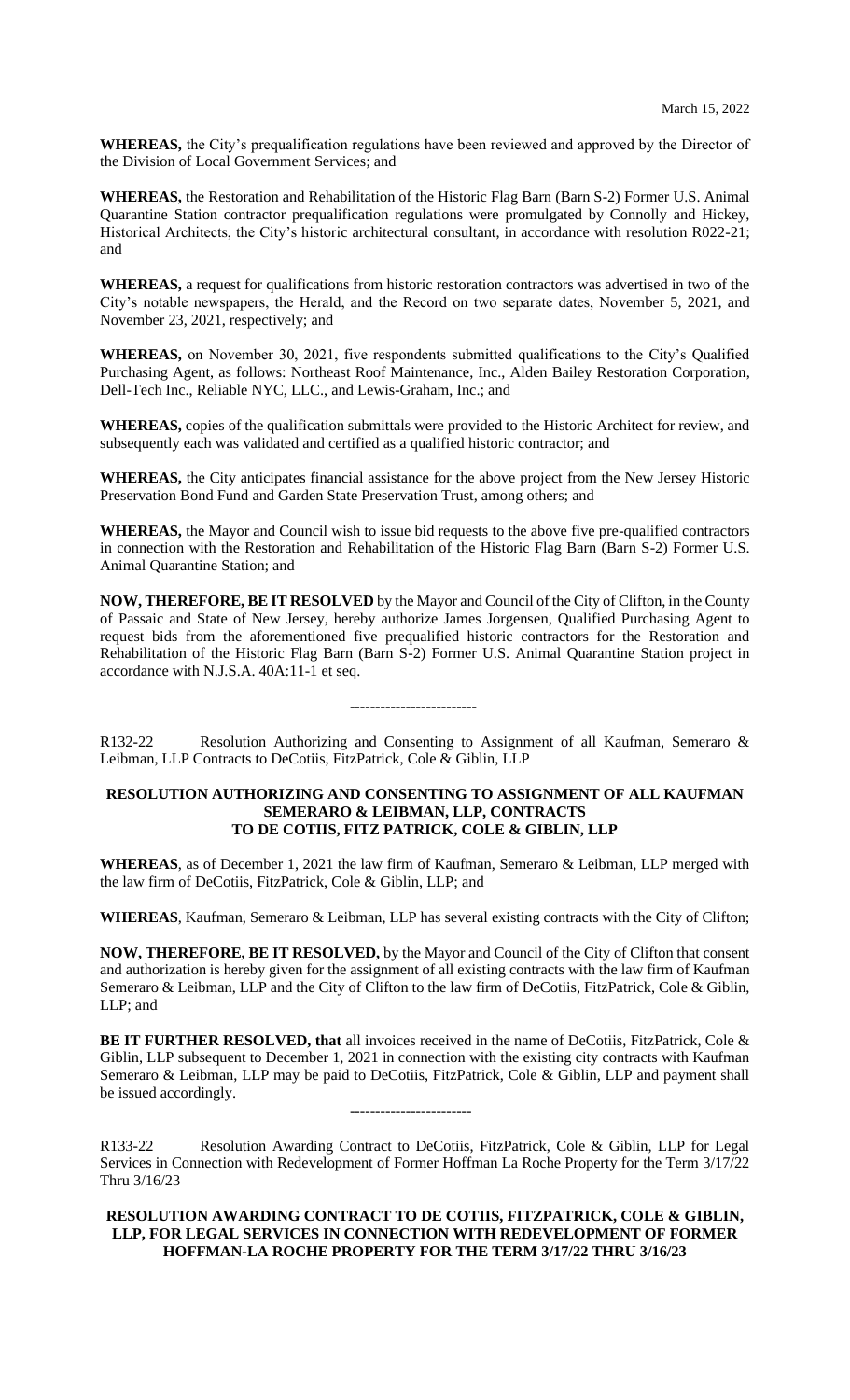March 15, 2022

**WHEREAS,** the City's prequalification regulations have been reviewed and approved by the Director of the Division of Local Government Services; and

**WHEREAS,** the Restoration and Rehabilitation of the Historic Flag Barn (Barn S-2) Former U.S. Animal Quarantine Station contractor prequalification regulations were promulgated by Connolly and Hickey, Historical Architects, the City's historic architectural consultant, in accordance with resolution R022-21; and

**WHEREAS,** a request for qualifications from historic restoration contractors was advertised in two of the City's notable newspapers, the Herald, and the Record on two separate dates, November 5, 2021, and November 23, 2021, respectively; and

**WHEREAS,** on November 30, 2021, five respondents submitted qualifications to the City's Qualified Purchasing Agent, as follows: Northeast Roof Maintenance, Inc., Alden Bailey Restoration Corporation, Dell-Tech Inc., Reliable NYC, LLC., and Lewis-Graham, Inc.; and

**WHEREAS,** copies of the qualification submittals were provided to the Historic Architect for review, and subsequently each was validated and certified as a qualified historic contractor; and

**WHEREAS,** the City anticipates financial assistance for the above project from the New Jersey Historic Preservation Bond Fund and Garden State Preservation Trust, among others; and

**WHEREAS,** the Mayor and Council wish to issue bid requests to the above five pre-qualified contractors in connection with the Restoration and Rehabilitation of the Historic Flag Barn (Barn S-2) Former U.S. Animal Quarantine Station; and

**NOW, THEREFORE, BE IT RESOLVED** by the Mayor and Council of the City of Clifton, in the County of Passaic and State of New Jersey, hereby authorize James Jorgensen, Qualified Purchasing Agent to request bids from the aforementioned five prequalified historic contractors for the Restoration and Rehabilitation of the Historic Flag Barn (Barn S-2) Former U.S. Animal Quarantine Station project in accordance with N.J.S.A. 40A:11-1 et seq.

-------------------------

R132-22 Resolution Authorizing and Consenting to Assignment of all Kaufman, Semeraro & Leibman, LLP Contracts to DeCotiis, FitzPatrick, Cole & Giblin, LLP

**RESOLUTION AUTHORIZING AND CONSENTING TO ASSIGNMENT OF ALL KAUFMAN SEMERARO & LEIBMAN, LLP, CONTRACTS TO DE COTIIS, FITZ PATRICK, COLE & GIBLIN, LLP**

**WHEREAS**, as of December 1, 2021 the law firm of Kaufman, Semeraro & Leibman, LLP merged with the law firm of DeCotiis, FitzPatrick, Cole & Giblin, LLP; and

**WHEREAS**, Kaufman, Semeraro & Leibman, LLP has several existing contracts with the City of Clifton;

**NOW, THEREFORE, BE IT RESOLVED,** by the Mayor and Council of the City of Clifton that consent and authorization is hereby given for the assignment of all existing contracts with the law firm of Kaufman Semeraro & Leibman, LLP and the City of Clifton to the law firm of DeCotiis, FitzPatrick, Cole & Giblin, LLP; and

**BE IT FURTHER RESOLVED, that** all invoices received in the name of DeCotiis, FitzPatrick, Cole & Giblin, LLP subsequent to December 1, 2021 in connection with the existing city contracts with Kaufman Semeraro & Leibman, LLP may be paid to DeCotiis, FitzPatrick, Cole & Giblin, LLP and payment shall be issued accordingly.

------------------------

R133-22 Resolution Awarding Contract to DeCotiis, FitzPatrick, Cole & Giblin, LLP for Legal Services in Connection with Redevelopment of Former Hoffman La Roche Property for the Term 3/17/22 Thru 3/16/23

**RESOLUTION AWARDING CONTRACT TO DE COTIIS, FITZPATRICK, COLE & GIBLIN, LLP, FOR LEGAL SERVICES IN CONNECTION WITH REDEVELOPMENT OF FORMER HOFFMAN-LA ROCHE PROPERTY FOR THE TERM 3/17/22 THRU 3/16/23**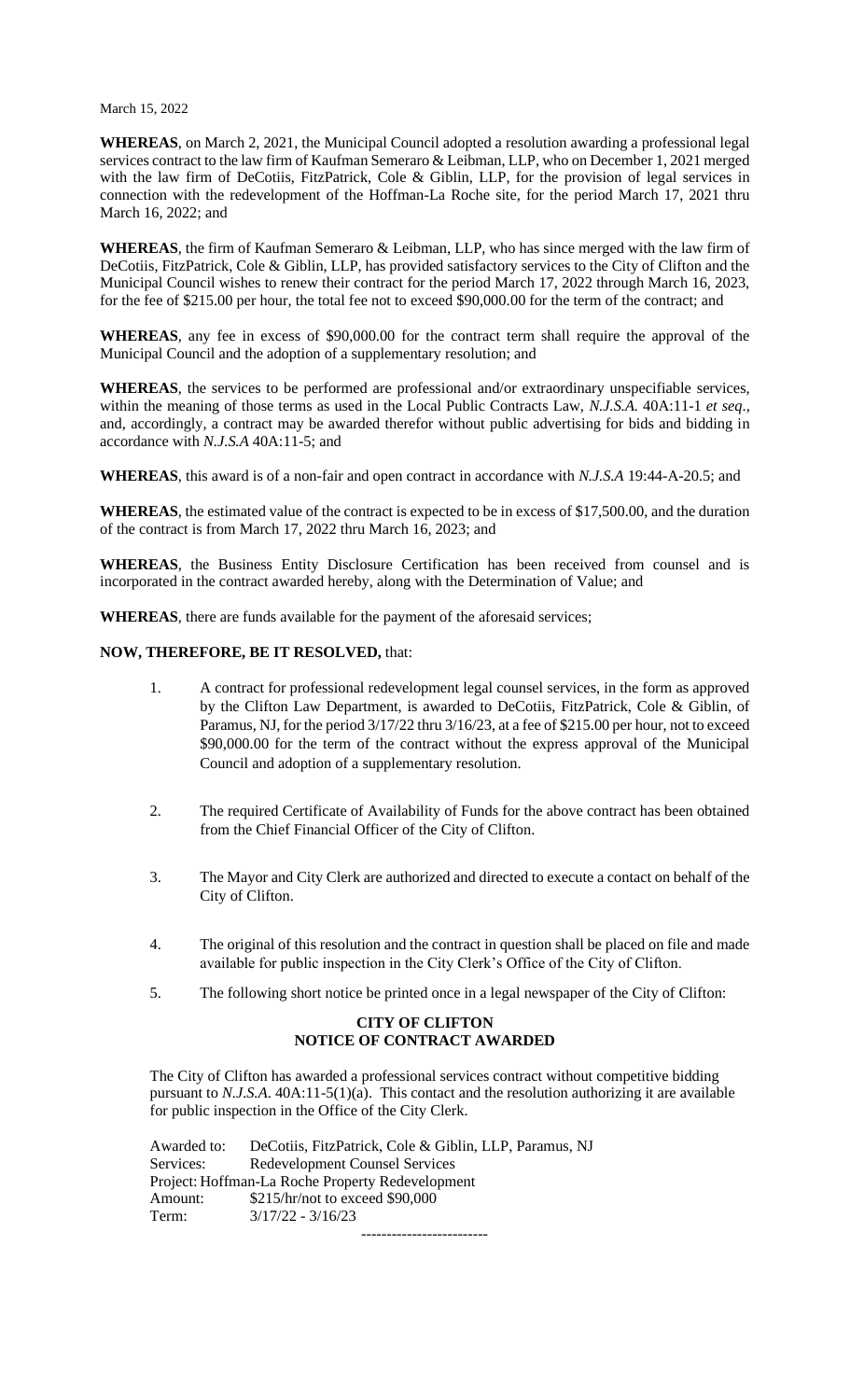March 15, 2022

**WHEREAS**, on March 2, 2021, the Municipal Council adopted a resolution awarding a professional legal services contract to the law firm of Kaufman Semeraro & Leibman, LLP, who on December 1, 2021 merged with the law firm of DeCotiis, FitzPatrick, Cole & Giblin, LLP, for the provision of legal services in connection with the redevelopment of the Hoffman-La Roche site, for the period March 17, 2021 thru March 16, 2022; and

**WHEREAS**, the firm of Kaufman Semeraro & Leibman, LLP, who has since merged with the law firm of DeCotiis, FitzPatrick, Cole & Giblin, LLP, has provided satisfactory services to the City of Clifton and the Municipal Council wishes to renew their contract for the period March 17, 2022 through March 16, 2023, for the fee of $215.00 per hour, the total fee not to exceed $90,000.00 for the term of the contract; and

**WHEREAS**, any fee in excess of $90,000.00 for the contract term shall require the approval of the Municipal Council and the adoption of a supplementary resolution; and

**WHEREAS**, the services to be performed are professional and/or extraordinary unspecifiable services, within the meaning of those terms as used in the Local Public Contracts Law, *N.J.S.A.* 40A:11-1 *et seq*., and, accordingly, a contract may be awarded therefor without public advertising for bids and bidding in accordance with *N.J.S.A* 40A:11-5; and

**WHEREAS**, this award is of a non-fair and open contract in accordance with *N.J.S.A* 19:44-A-20.5; and

**WHEREAS**, the estimated value of the contract is expected to be in excess of $17,500.00, and the duration of the contract is from March 17, 2022 thru March 16, 2023; and

**WHEREAS**, the Business Entity Disclosure Certification has been received from counsel and is incorporated in the contract awarded hereby, along with the Determination of Value; and

**WHEREAS**, there are funds available for the payment of the aforesaid services;

**NOW, THEREFORE, BE IT RESOLVED,** that:

1. A contract for professional redevelopment legal counsel services, in the form as approved by the Clifton Law Department, is awarded to DeCotiis, FitzPatrick, Cole & Giblin, of Paramus, NJ, for the period 3/17/22 thru 3/16/23, at a fee of $215.00 per hour, not to exceed $90,000.00 for the term of the contract without the express approval of the Municipal Council and adoption of a supplementary resolution.

2. The required Certificate of Availability of Funds for the above contract has been obtained from the Chief Financial Officer of the City of Clifton.

3. The Mayor and City Clerk are authorized and directed to execute a contact on behalf of the City of Clifton.

4. The original of this resolution and the contract in question shall be placed on file and made available for public inspection in the City Clerk's Office of the City of Clifton.

5. The following short notice be printed once in a legal newspaper of the City of Clifton:

**CITY OF CLIFTON**
**NOTICE OF CONTRACT AWARDED**

The City of Clifton has awarded a professional services contract without competitive bidding pursuant to *N.J.S.A*. 40A:11-5(1)(a). This contact and the resolution authorizing it are available for public inspection in the Office of the City Clerk.

Awarded to: DeCotiis, FitzPatrick, Cole & Giblin, LLP, Paramus, NJ
Services: Redevelopment Counsel Services
Project: Hoffman-La Roche Property Redevelopment
Amount: $215/hr/not to exceed $90,000
Term: 3/17/22 - 3/16/23

-------------------------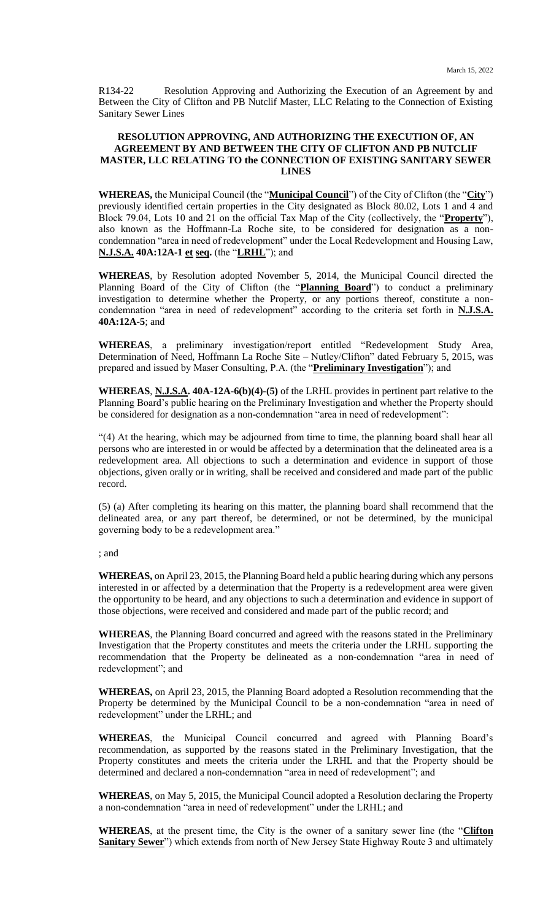R134-22 Resolution Approving and Authorizing the Execution of an Agreement by and Between the City of Clifton and PB Nutclif Master, LLC Relating to the Connection of Existing Sanitary Sewer Lines

**RESOLUTION APPROVING, AND AUTHORIZING THE EXECUTION OF, AN AGREEMENT BY AND BETWEEN THE CITY OF CLIFTON AND PB NUTCLIF MASTER, LLC RELATING TO the CONNECTION OF EXISTING SANITARY SEWER LINES**

**WHEREAS,** the Municipal Council (the "**Municipal Council**") of the City of Clifton (the "**City**") previously identified certain properties in the City designated as Block 80.02, Lots 1 and 4 and Block 79.04, Lots 10 and 21 on the official Tax Map of the City (collectively, the "**Property**"), also known as the Hoffmann-La Roche site, to be considered for designation as a non-condemnation "area in need of redevelopment" under the Local Redevelopment and Housing Law, **N.J.S.A. 40A:12A-1 et seq.** (the "**LRHL**"); and

**WHEREAS**, by Resolution adopted November 5, 2014, the Municipal Council directed the Planning Board of the City of Clifton (the "**Planning Board**") to conduct a preliminary investigation to determine whether the Property, or any portions thereof, constitute a non-condemnation "area in need of redevelopment" according to the criteria set forth in **N.J.S.A. 40A:12A-5**; and

**WHEREAS**, a preliminary investigation/report entitled "Redevelopment Study Area, Determination of Need, Hoffmann La Roche Site – Nutley/Clifton" dated February 5, 2015, was prepared and issued by Maser Consulting, P.A. (the "**Preliminary Investigation**"); and

**WHEREAS**, **N.J.S.A. 40A-12A-6(b)(4)-(5)** of the LRHL provides in pertinent part relative to the Planning Board's public hearing on the Preliminary Investigation and whether the Property should be considered for designation as a non-condemnation "area in need of redevelopment":

"(4) At the hearing, which may be adjourned from time to time, the planning board shall hear all persons who are interested in or would be affected by a determination that the delineated area is a redevelopment area. All objections to such a determination and evidence in support of those objections, given orally or in writing, shall be received and considered and made part of the public record.

(5) (a) After completing its hearing on this matter, the planning board shall recommend that the delineated area, or any part thereof, be determined, or not be determined, by the municipal governing body to be a redevelopment area."

; and

**WHEREAS,** on April 23, 2015, the Planning Board held a public hearing during which any persons interested in or affected by a determination that the Property is a redevelopment area were given the opportunity to be heard, and any objections to such a determination and evidence in support of those objections, were received and considered and made part of the public record; and

**WHEREAS**, the Planning Board concurred and agreed with the reasons stated in the Preliminary Investigation that the Property constitutes and meets the criteria under the LRHL supporting the recommendation that the Property be delineated as a non-condemnation "area in need of redevelopment"; and

**WHEREAS,** on April 23, 2015, the Planning Board adopted a Resolution recommending that the Property be determined by the Municipal Council to be a non-condemnation "area in need of redevelopment" under the LRHL; and

**WHEREAS**, the Municipal Council concurred and agreed with Planning Board's recommendation, as supported by the reasons stated in the Preliminary Investigation, that the Property constitutes and meets the criteria under the LRHL and that the Property should be determined and declared a non-condemnation "area in need of redevelopment"; and

**WHEREAS**, on May 5, 2015, the Municipal Council adopted a Resolution declaring the Property a non-condemnation "area in need of redevelopment" under the LRHL; and

**WHEREAS**, at the present time, the City is the owner of a sanitary sewer line (the "**Clifton Sanitary Sewer**") which extends from north of New Jersey State Highway Route 3 and ultimately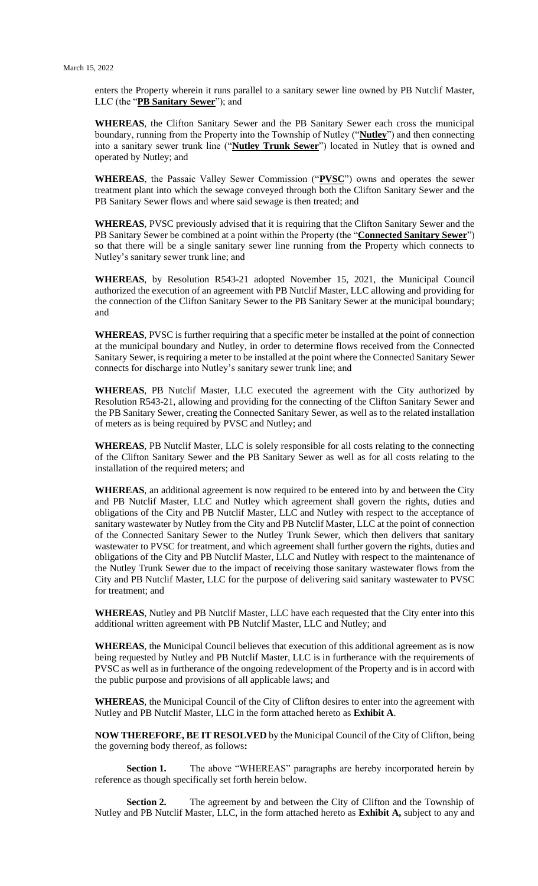enters the Property wherein it runs parallel to a sanitary sewer line owned by PB Nutclif Master, LLC (the "**PB Sanitary Sewer**"); and

**WHEREAS**, the Clifton Sanitary Sewer and the PB Sanitary Sewer each cross the municipal boundary, running from the Property into the Township of Nutley ("**Nutley**") and then connecting into a sanitary sewer trunk line ("**Nutley Trunk Sewer**") located in Nutley that is owned and operated by Nutley; and

**WHEREAS**, the Passaic Valley Sewer Commission ("**PVSC**") owns and operates the sewer treatment plant into which the sewage conveyed through both the Clifton Sanitary Sewer and the PB Sanitary Sewer flows and where said sewage is then treated; and

**WHEREAS**, PVSC previously advised that it is requiring that the Clifton Sanitary Sewer and the PB Sanitary Sewer be combined at a point within the Property (the "**Connected Sanitary Sewer**") so that there will be a single sanitary sewer line running from the Property which connects to Nutley's sanitary sewer trunk line; and

**WHEREAS**, by Resolution R543-21 adopted November 15, 2021, the Municipal Council authorized the execution of an agreement with PB Nutclif Master, LLC allowing and providing for the connection of the Clifton Sanitary Sewer to the PB Sanitary Sewer at the municipal boundary; and

**WHEREAS**, PVSC is further requiring that a specific meter be installed at the point of connection at the municipal boundary and Nutley, in order to determine flows received from the Connected Sanitary Sewer, is requiring a meter to be installed at the point where the Connected Sanitary Sewer connects for discharge into Nutley's sanitary sewer trunk line; and

**WHEREAS**, PB Nutclif Master, LLC executed the agreement with the City authorized by Resolution R543-21, allowing and providing for the connecting of the Clifton Sanitary Sewer and the PB Sanitary Sewer, creating the Connected Sanitary Sewer, as well as to the related installation of meters as is being required by PVSC and Nutley; and

**WHEREAS**, PB Nutclif Master, LLC is solely responsible for all costs relating to the connecting of the Clifton Sanitary Sewer and the PB Sanitary Sewer as well as for all costs relating to the installation of the required meters; and

**WHEREAS**, an additional agreement is now required to be entered into by and between the City and PB Nutclif Master, LLC and Nutley which agreement shall govern the rights, duties and obligations of the City and PB Nutclif Master, LLC and Nutley with respect to the acceptance of sanitary wastewater by Nutley from the City and PB Nutclif Master, LLC at the point of connection of the Connected Sanitary Sewer to the Nutley Trunk Sewer, which then delivers that sanitary wastewater to PVSC for treatment, and which agreement shall further govern the rights, duties and obligations of the City and PB Nutclif Master, LLC and Nutley with respect to the maintenance of the Nutley Trunk Sewer due to the impact of receiving those sanitary wastewater flows from the City and PB Nutclif Master, LLC for the purpose of delivering said sanitary wastewater to PVSC for treatment; and

**WHEREAS**, Nutley and PB Nutclif Master, LLC have each requested that the City enter into this additional written agreement with PB Nutclif Master, LLC and Nutley; and

**WHEREAS**, the Municipal Council believes that execution of this additional agreement as is now being requested by Nutley and PB Nutclif Master, LLC is in furtherance with the requirements of PVSC as well as in furtherance of the ongoing redevelopment of the Property and is in accord with the public purpose and provisions of all applicable laws; and

**WHEREAS**, the Municipal Council of the City of Clifton desires to enter into the agreement with Nutley and PB Nutclif Master, LLC in the form attached hereto as **Exhibit A**.

**NOW THEREFORE, BE IT RESOLVED** by the Municipal Council of the City of Clifton, being the governing body thereof, as follows**:**

**Section 1.** The above "WHEREAS" paragraphs are hereby incorporated herein by reference as though specifically set forth herein below.

**Section 2.** The agreement by and between the City of Clifton and the Township of Nutley and PB Nutclif Master, LLC, in the form attached hereto as **Exhibit A,** subject to any and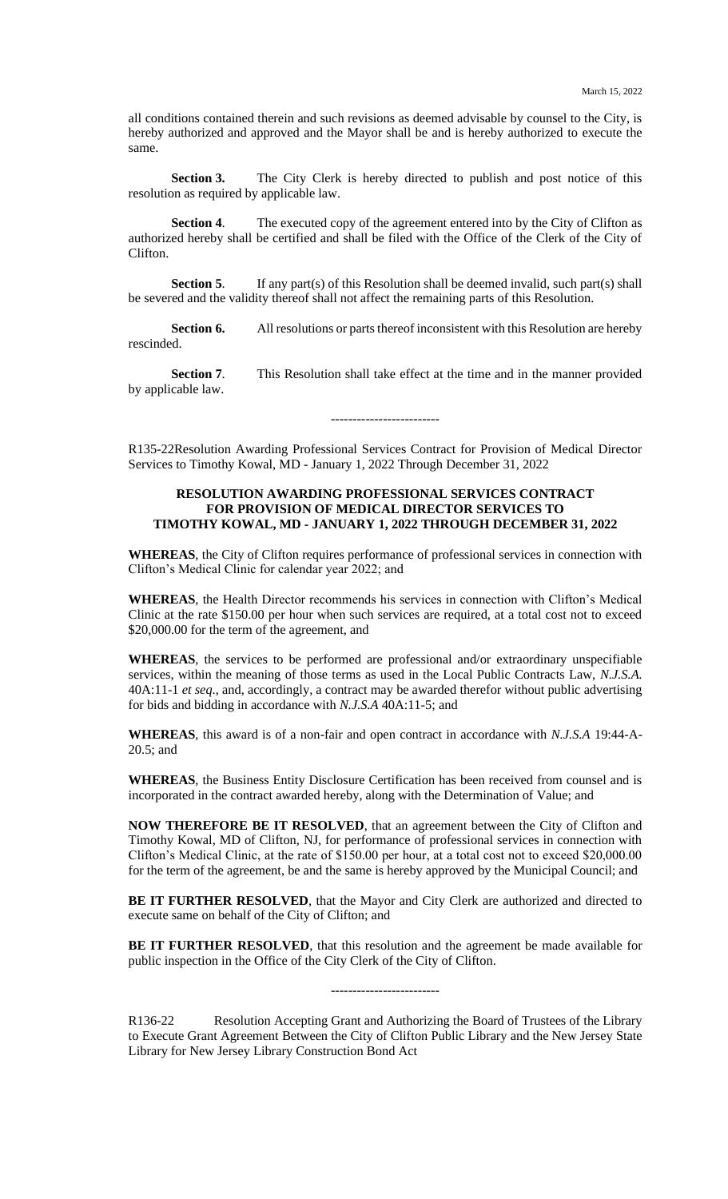all conditions contained therein and such revisions as deemed advisable by counsel to the City, is hereby authorized and approved and the Mayor shall be and is hereby authorized to execute the same.

**Section 3.** The City Clerk is hereby directed to publish and post notice of this resolution as required by applicable law.

**Section 4**. The executed copy of the agreement entered into by the City of Clifton as authorized hereby shall be certified and shall be filed with the Office of the Clerk of the City of Clifton.

**Section 5**. If any part(s) of this Resolution shall be deemed invalid, such part(s) shall be severed and the validity thereof shall not affect the remaining parts of this Resolution.

**Section 6.** All resolutions or parts thereof inconsistent with this Resolution are hereby rescinded.

**Section 7**. This Resolution shall take effect at the time and in the manner provided by applicable law.

-------------------------

R135-22Resolution Awarding Professional Services Contract for Provision of Medical Director Services to Timothy Kowal, MD - January 1, 2022 Through December 31, 2022

**RESOLUTION AWARDING PROFESSIONAL SERVICES CONTRACT FOR PROVISION OF MEDICAL DIRECTOR SERVICES TO TIMOTHY KOWAL, MD - JANUARY 1, 2022 THROUGH DECEMBER 31, 2022**

**WHEREAS**, the City of Clifton requires performance of professional services in connection with Clifton's Medical Clinic for calendar year 2022; and

**WHEREAS**, the Health Director recommends his services in connection with Clifton's Medical Clinic at the rate $150.00 per hour when such services are required, at a total cost not to exceed $20,000.00 for the term of the agreement, and

**WHEREAS**, the services to be performed are professional and/or extraordinary unspecifiable services, within the meaning of those terms as used in the Local Public Contracts Law, *N.J.S.A.* 40A:11-1 *et seq*., and, accordingly, a contract may be awarded therefor without public advertising for bids and bidding in accordance with *N.J.S.A* 40A:11-5; and

**WHEREAS**, this award is of a non-fair and open contract in accordance with *N.J.S.A* 19:44-A-20.5; and

**WHEREAS**, the Business Entity Disclosure Certification has been received from counsel and is incorporated in the contract awarded hereby, along with the Determination of Value; and

**NOW THEREFORE BE IT RESOLVED**, that an agreement between the City of Clifton and Timothy Kowal, MD of Clifton, NJ, for performance of professional services in connection with Clifton's Medical Clinic, at the rate of $150.00 per hour, at a total cost not to exceed $20,000.00 for the term of the agreement, be and the same is hereby approved by the Municipal Council; and

**BE IT FURTHER RESOLVED**, that the Mayor and City Clerk are authorized and directed to execute same on behalf of the City of Clifton; and

**BE IT FURTHER RESOLVED**, that this resolution and the agreement be made available for public inspection in the Office of the City Clerk of the City of Clifton.

-------------------------

R136-22 Resolution Accepting Grant and Authorizing the Board of Trustees of the Library to Execute Grant Agreement Between the City of Clifton Public Library and the New Jersey State Library for New Jersey Library Construction Bond Act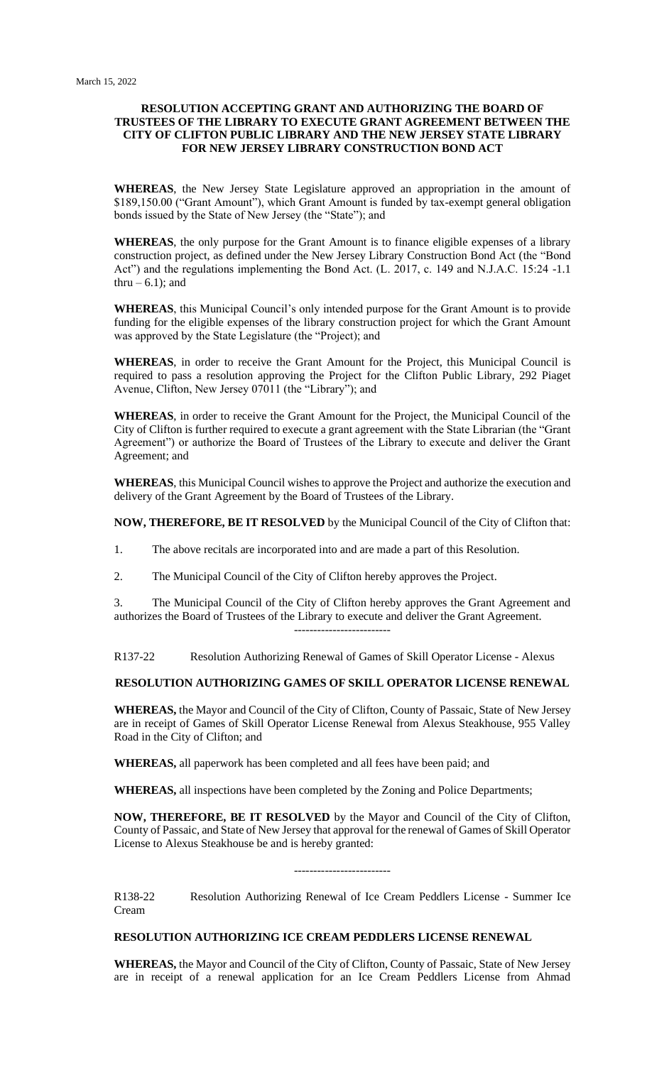March 15, 2022

**RESOLUTION ACCEPTING GRANT AND AUTHORIZING THE BOARD OF TRUSTEES OF THE LIBRARY TO EXECUTE GRANT AGREEMENT BETWEEN THE CITY OF CLIFTON PUBLIC LIBRARY AND THE NEW JERSEY STATE LIBRARY FOR NEW JERSEY LIBRARY CONSTRUCTION BOND ACT**

**WHEREAS**, the New Jersey State Legislature approved an appropriation in the amount of $189,150.00 ("Grant Amount"), which Grant Amount is funded by tax-exempt general obligation bonds issued by the State of New Jersey (the "State"); and

**WHEREAS**, the only purpose for the Grant Amount is to finance eligible expenses of a library construction project, as defined under the New Jersey Library Construction Bond Act (the "Bond Act") and the regulations implementing the Bond Act. (L. 2017, c. 149 and N.J.A.C. 15:24 -1.1 thru – 6.1); and

**WHEREAS**, this Municipal Council's only intended purpose for the Grant Amount is to provide funding for the eligible expenses of the library construction project for which the Grant Amount was approved by the State Legislature (the "Project); and

**WHEREAS**, in order to receive the Grant Amount for the Project, this Municipal Council is required to pass a resolution approving the Project for the Clifton Public Library, 292 Piaget Avenue, Clifton, New Jersey 07011 (the "Library"); and

**WHEREAS**, in order to receive the Grant Amount for the Project, the Municipal Council of the City of Clifton is further required to execute a grant agreement with the State Librarian (the "Grant Agreement") or authorize the Board of Trustees of the Library to execute and deliver the Grant Agreement; and

**WHEREAS**, this Municipal Council wishes to approve the Project and authorize the execution and delivery of the Grant Agreement by the Board of Trustees of the Library.

**NOW, THEREFORE, BE IT RESOLVED** by the Municipal Council of the City of Clifton that:

1. The above recitals are incorporated into and are made a part of this Resolution.

2. The Municipal Council of the City of Clifton hereby approves the Project.

3. The Municipal Council of the City of Clifton hereby approves the Grant Agreement and authorizes the Board of Trustees of the Library to execute and deliver the Grant Agreement.

-------------------------

R137-22 Resolution Authorizing Renewal of Games of Skill Operator License - Alexus

**RESOLUTION AUTHORIZING GAMES OF SKILL OPERATOR LICENSE RENEWAL**

**WHEREAS,** the Mayor and Council of the City of Clifton, County of Passaic, State of New Jersey are in receipt of Games of Skill Operator License Renewal from Alexus Steakhouse, 955 Valley Road in the City of Clifton; and

**WHEREAS,** all paperwork has been completed and all fees have been paid; and

**WHEREAS,** all inspections have been completed by the Zoning and Police Departments;

**NOW, THEREFORE, BE IT RESOLVED** by the Mayor and Council of the City of Clifton, County of Passaic, and State of New Jersey that approval for the renewal of Games of Skill Operator License to Alexus Steakhouse be and is hereby granted:

-------------------------

R138-22 Resolution Authorizing Renewal of Ice Cream Peddlers License - Summer Ice Cream

**RESOLUTION AUTHORIZING ICE CREAM PEDDLERS LICENSE RENEWAL**

**WHEREAS,** the Mayor and Council of the City of Clifton, County of Passaic, State of New Jersey are in receipt of a renewal application for an Ice Cream Peddlers License from Ahmad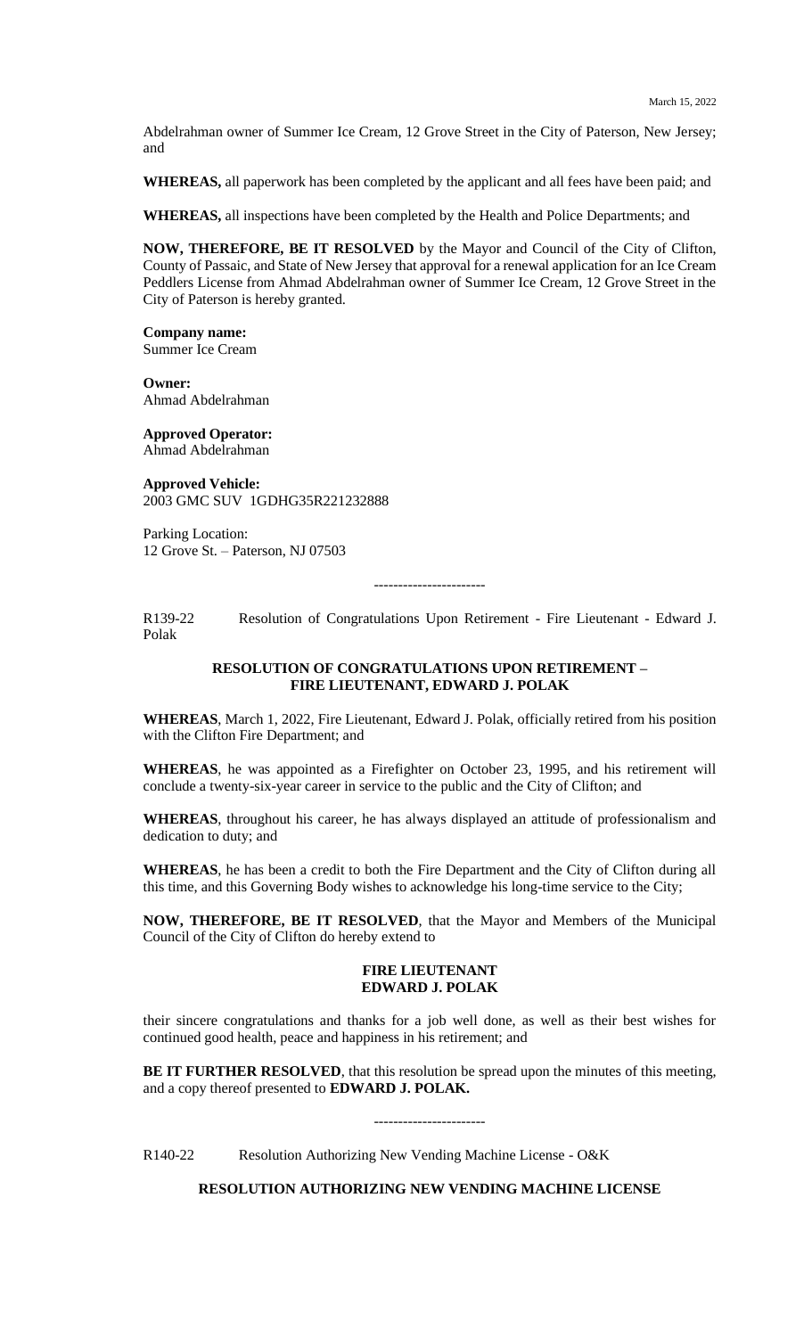Abdelrahman owner of Summer Ice Cream, 12 Grove Street in the City of Paterson, New Jersey; and

**WHEREAS,** all paperwork has been completed by the applicant and all fees have been paid; and

**WHEREAS,** all inspections have been completed by the Health and Police Departments; and

**NOW, THEREFORE, BE IT RESOLVED** by the Mayor and Council of the City of Clifton, County of Passaic, and State of New Jersey that approval for a renewal application for an Ice Cream Peddlers License from Ahmad Abdelrahman owner of Summer Ice Cream, 12 Grove Street in the City of Paterson is hereby granted.

**Company name:**
Summer Ice Cream

**Owner:**
Ahmad Abdelrahman

**Approved Operator:**
Ahmad Abdelrahman

**Approved Vehicle:**
2003 GMC SUV 1GDHG35R221232888

Parking Location:
12 Grove St. – Paterson, NJ 07503

-----------------------

R139-22 Resolution of Congratulations Upon Retirement - Fire Lieutenant - Edward J. Polak

**RESOLUTION OF CONGRATULATIONS UPON RETIREMENT – FIRE LIEUTENANT, EDWARD J. POLAK**

**WHEREAS**, March 1, 2022, Fire Lieutenant, Edward J. Polak, officially retired from his position with the Clifton Fire Department; and

**WHEREAS**, he was appointed as a Firefighter on October 23, 1995, and his retirement will conclude a twenty-six-year career in service to the public and the City of Clifton; and

**WHEREAS**, throughout his career, he has always displayed an attitude of professionalism and dedication to duty; and

**WHEREAS**, he has been a credit to both the Fire Department and the City of Clifton during all this time, and this Governing Body wishes to acknowledge his long-time service to the City;

**NOW, THEREFORE, BE IT RESOLVED**, that the Mayor and Members of the Municipal Council of the City of Clifton do hereby extend to

**FIRE LIEUTENANT**
**EDWARD J. POLAK**

their sincere congratulations and thanks for a job well done, as well as their best wishes for continued good health, peace and happiness in his retirement; and

**BE IT FURTHER RESOLVED**, that this resolution be spread upon the minutes of this meeting, and a copy thereof presented to **EDWARD J. POLAK.**

-----------------------

R140-22 Resolution Authorizing New Vending Machine License - O&K

**RESOLUTION AUTHORIZING NEW VENDING MACHINE LICENSE**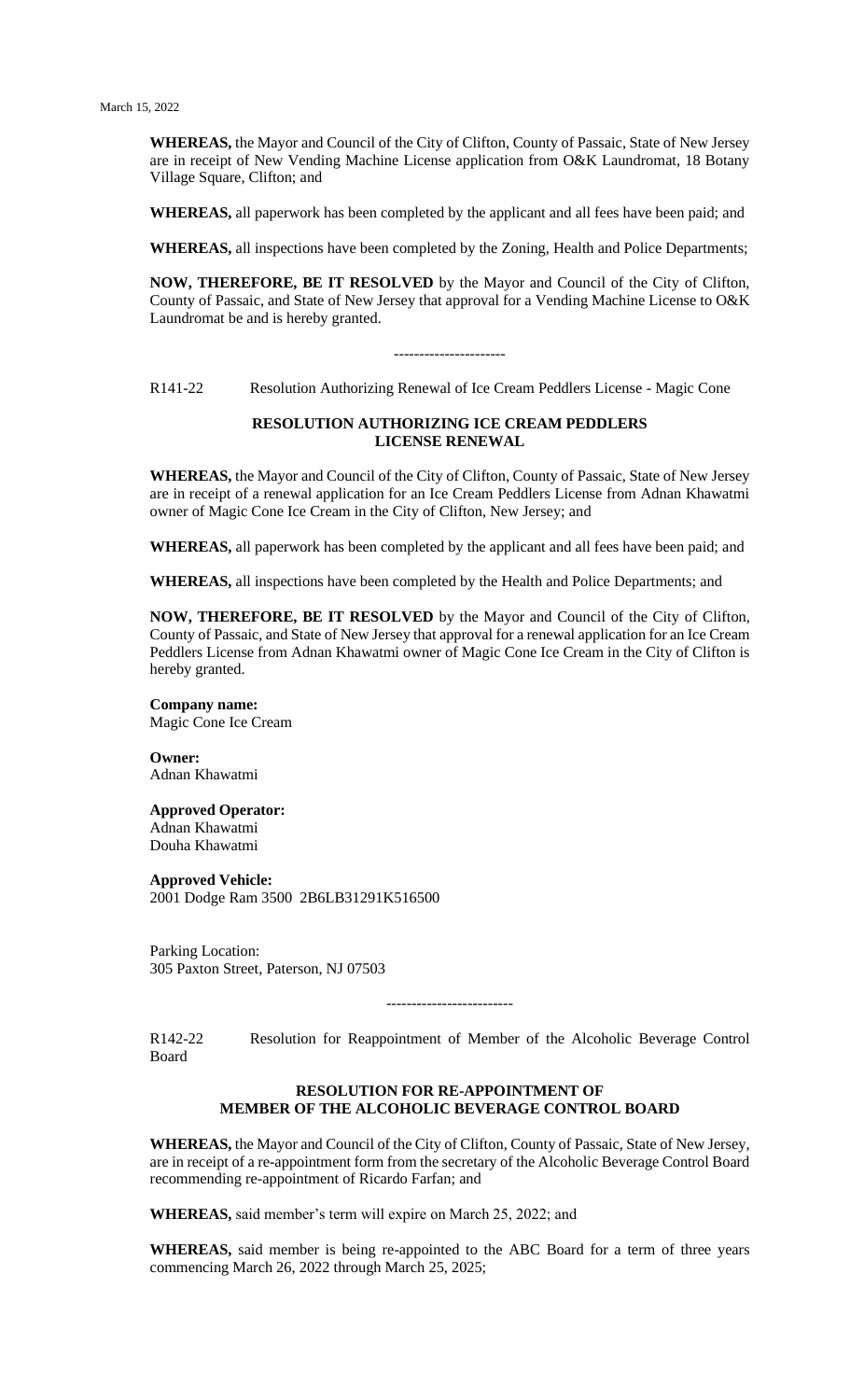**WHEREAS,** the Mayor and Council of the City of Clifton, County of Passaic, State of New Jersey are in receipt of New Vending Machine License application from O&K Laundromat, 18 Botany Village Square, Clifton; and

**WHEREAS,** all paperwork has been completed by the applicant and all fees have been paid; and

**WHEREAS,** all inspections have been completed by the Zoning, Health and Police Departments;

**NOW, THEREFORE, BE IT RESOLVED** by the Mayor and Council of the City of Clifton, County of Passaic, and State of New Jersey that approval for a Vending Machine License to O&K Laundromat be and is hereby granted.

----------------------

R141-22 Resolution Authorizing Renewal of Ice Cream Peddlers License - Magic Cone

**RESOLUTION AUTHORIZING ICE CREAM PEDDLERS LICENSE RENEWAL**

**WHEREAS,** the Mayor and Council of the City of Clifton, County of Passaic, State of New Jersey are in receipt of a renewal application for an Ice Cream Peddlers License from Adnan Khawatmi owner of Magic Cone Ice Cream in the City of Clifton, New Jersey; and

**WHEREAS,** all paperwork has been completed by the applicant and all fees have been paid; and

**WHEREAS,** all inspections have been completed by the Health and Police Departments; and

**NOW, THEREFORE, BE IT RESOLVED** by the Mayor and Council of the City of Clifton, County of Passaic, and State of New Jersey that approval for a renewal application for an Ice Cream Peddlers License from Adnan Khawatmi owner of Magic Cone Ice Cream in the City of Clifton is hereby granted.

**Company name:**
Magic Cone Ice Cream

**Owner:**
Adnan Khawatmi

**Approved Operator:**
Adnan Khawatmi
Douha Khawatmi

**Approved Vehicle:**
2001 Dodge Ram 3500 2B6LB31291K516500

Parking Location:
305 Paxton Street, Paterson, NJ 07503

------------------------

R142-22 Resolution for Reappointment of Member of the Alcoholic Beverage Control Board

**RESOLUTION FOR RE-APPOINTMENT OF MEMBER OF THE ALCOHOLIC BEVERAGE CONTROL BOARD**

**WHEREAS,** the Mayor and Council of the City of Clifton, County of Passaic, State of New Jersey, are in receipt of a re-appointment form from the secretary of the Alcoholic Beverage Control Board recommending re-appointment of Ricardo Farfan; and

**WHEREAS,** said member's term will expire on March 25, 2022; and

**WHEREAS,** said member is being re-appointed to the ABC Board for a term of three years commencing March 26, 2022 through March 25, 2025;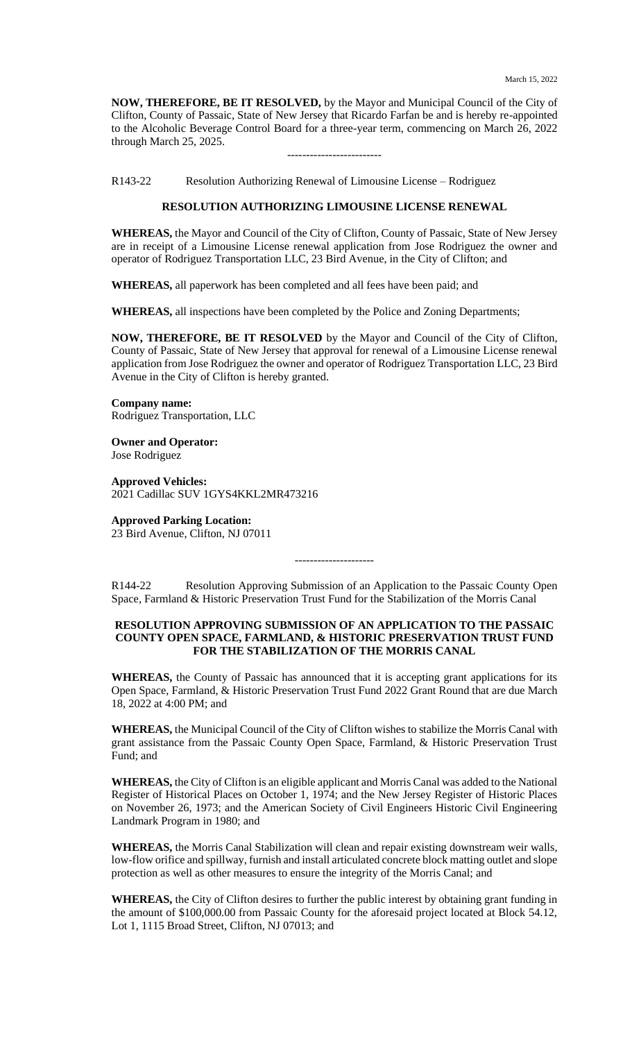**NOW, THEREFORE, BE IT RESOLVED,** by the Mayor and Municipal Council of the City of Clifton, County of Passaic, State of New Jersey that Ricardo Farfan be and is hereby re-appointed to the Alcoholic Beverage Control Board for a three-year term, commencing on March 26, 2022 through March 25, 2025.

-------------------------

R143-22 Resolution Authorizing Renewal of Limousine License – Rodriguez

**RESOLUTION AUTHORIZING LIMOUSINE LICENSE RENEWAL**

**WHEREAS,** the Mayor and Council of the City of Clifton, County of Passaic, State of New Jersey are in receipt of a Limousine License renewal application from Jose Rodriguez the owner and operator of Rodriguez Transportation LLC, 23 Bird Avenue, in the City of Clifton; and

**WHEREAS,** all paperwork has been completed and all fees have been paid; and

**WHEREAS,** all inspections have been completed by the Police and Zoning Departments;

**NOW, THEREFORE, BE IT RESOLVED** by the Mayor and Council of the City of Clifton, County of Passaic, State of New Jersey that approval for renewal of a Limousine License renewal application from Jose Rodriguez the owner and operator of Rodriguez Transportation LLC, 23 Bird Avenue in the City of Clifton is hereby granted.

**Company name:**
Rodriguez Transportation, LLC

**Owner and Operator:**
Jose Rodriguez

**Approved Vehicles:**
2021 Cadillac SUV 1GYS4KKL2MR473216

**Approved Parking Location:**
23 Bird Avenue, Clifton, NJ 07011

---------------------

R144-22 Resolution Approving Submission of an Application to the Passaic County Open Space, Farmland & Historic Preservation Trust Fund for the Stabilization of the Morris Canal

**RESOLUTION APPROVING SUBMISSION OF AN APPLICATION TO THE PASSAIC COUNTY OPEN SPACE, FARMLAND, & HISTORIC PRESERVATION TRUST FUND FOR THE STABILIZATION OF THE MORRIS CANAL**

**WHEREAS,** the County of Passaic has announced that it is accepting grant applications for its Open Space, Farmland, & Historic Preservation Trust Fund 2022 Grant Round that are due March 18, 2022 at 4:00 PM; and

**WHEREAS,** the Municipal Council of the City of Clifton wishes to stabilize the Morris Canal with grant assistance from the Passaic County Open Space, Farmland, & Historic Preservation Trust Fund; and

**WHEREAS,** the City of Clifton is an eligible applicant and Morris Canal was added to the National Register of Historical Places on October 1, 1974; and the New Jersey Register of Historic Places on November 26, 1973; and the American Society of Civil Engineers Historic Civil Engineering Landmark Program in 1980; and

**WHEREAS,** the Morris Canal Stabilization will clean and repair existing downstream weir walls, low-flow orifice and spillway, furnish and install articulated concrete block matting outlet and slope protection as well as other measures to ensure the integrity of the Morris Canal; and

**WHEREAS,** the City of Clifton desires to further the public interest by obtaining grant funding in the amount of $100,000.00 from Passaic County for the aforesaid project located at Block 54.12, Lot 1, 1115 Broad Street, Clifton, NJ 07013; and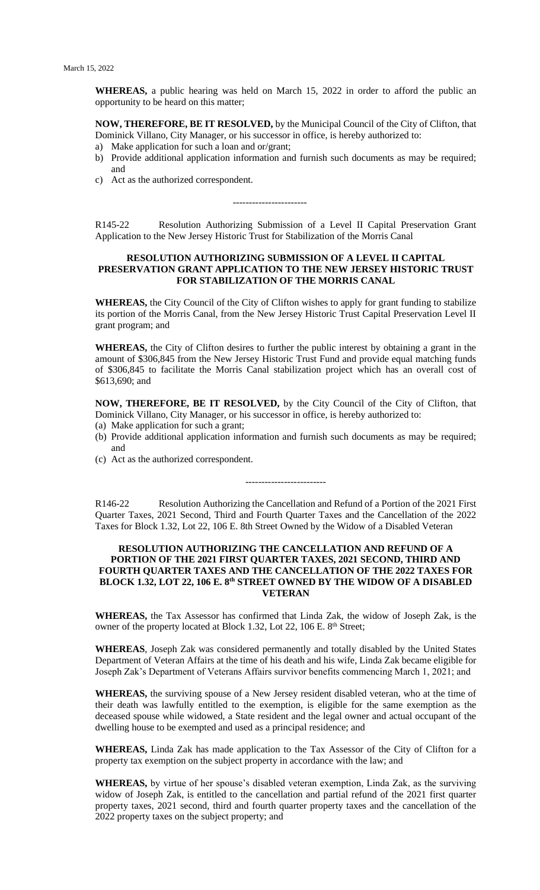**WHEREAS,** a public hearing was held on March 15, 2022 in order to afford the public an opportunity to be heard on this matter;

**NOW, THEREFORE, BE IT RESOLVED,** by the Municipal Council of the City of Clifton, that Dominick Villano, City Manager, or his successor in office, is hereby authorized to:

a) Make application for such a loan and or/grant;
b) Provide additional application information and furnish such documents as may be required; and
c) Act as the authorized correspondent.

-----------------------

R145-22 Resolution Authorizing Submission of a Level II Capital Preservation Grant Application to the New Jersey Historic Trust for Stabilization of the Morris Canal

**RESOLUTION AUTHORIZING SUBMISSION OF A LEVEL II CAPITAL PRESERVATION GRANT APPLICATION TO THE NEW JERSEY HISTORIC TRUST FOR STABILIZATION OF THE MORRIS CANAL**

**WHEREAS,** the City Council of the City of Clifton wishes to apply for grant funding to stabilize its portion of the Morris Canal, from the New Jersey Historic Trust Capital Preservation Level II grant program; and

**WHEREAS,** the City of Clifton desires to further the public interest by obtaining a grant in the amount of $306,845 from the New Jersey Historic Trust Fund and provide equal matching funds of $306,845 to facilitate the Morris Canal stabilization project which has an overall cost of $613,690; and

**NOW, THEREFORE, BE IT RESOLVED,** by the City Council of the City of Clifton, that Dominick Villano, City Manager, or his successor in office, is hereby authorized to:

(a) Make application for such a grant;
(b) Provide additional application information and furnish such documents as may be required; and
(c) Act as the authorized correspondent.

-------------------------

R146-22 Resolution Authorizing the Cancellation and Refund of a Portion of the 2021 First Quarter Taxes, 2021 Second, Third and Fourth Quarter Taxes and the Cancellation of the 2022 Taxes for Block 1.32, Lot 22, 106 E. 8th Street Owned by the Widow of a Disabled Veteran

**RESOLUTION AUTHORIZING THE CANCELLATION AND REFUND OF A PORTION OF THE 2021 FIRST QUARTER TAXES, 2021 SECOND, THIRD AND FOURTH QUARTER TAXES AND THE CANCELLATION OF THE 2022 TAXES FOR BLOCK 1.32, LOT 22, 106 E. 8th STREET OWNED BY THE WIDOW OF A DISABLED VETERAN**

**WHEREAS,** the Tax Assessor has confirmed that Linda Zak, the widow of Joseph Zak, is the owner of the property located at Block 1.32, Lot 22, 106 E. 8th Street;

**WHEREAS**, Joseph Zak was considered permanently and totally disabled by the United States Department of Veteran Affairs at the time of his death and his wife, Linda Zak became eligible for Joseph Zak's Department of Veterans Affairs survivor benefits commencing March 1, 2021; and

**WHEREAS,** the surviving spouse of a New Jersey resident disabled veteran, who at the time of their death was lawfully entitled to the exemption, is eligible for the same exemption as the deceased spouse while widowed, a State resident and the legal owner and actual occupant of the dwelling house to be exempted and used as a principal residence; and

**WHEREAS,** Linda Zak has made application to the Tax Assessor of the City of Clifton for a property tax exemption on the subject property in accordance with the law; and

**WHEREAS,** by virtue of her spouse's disabled veteran exemption, Linda Zak, as the surviving widow of Joseph Zak, is entitled to the cancellation and partial refund of the 2021 first quarter property taxes, 2021 second, third and fourth quarter property taxes and the cancellation of the 2022 property taxes on the subject property; and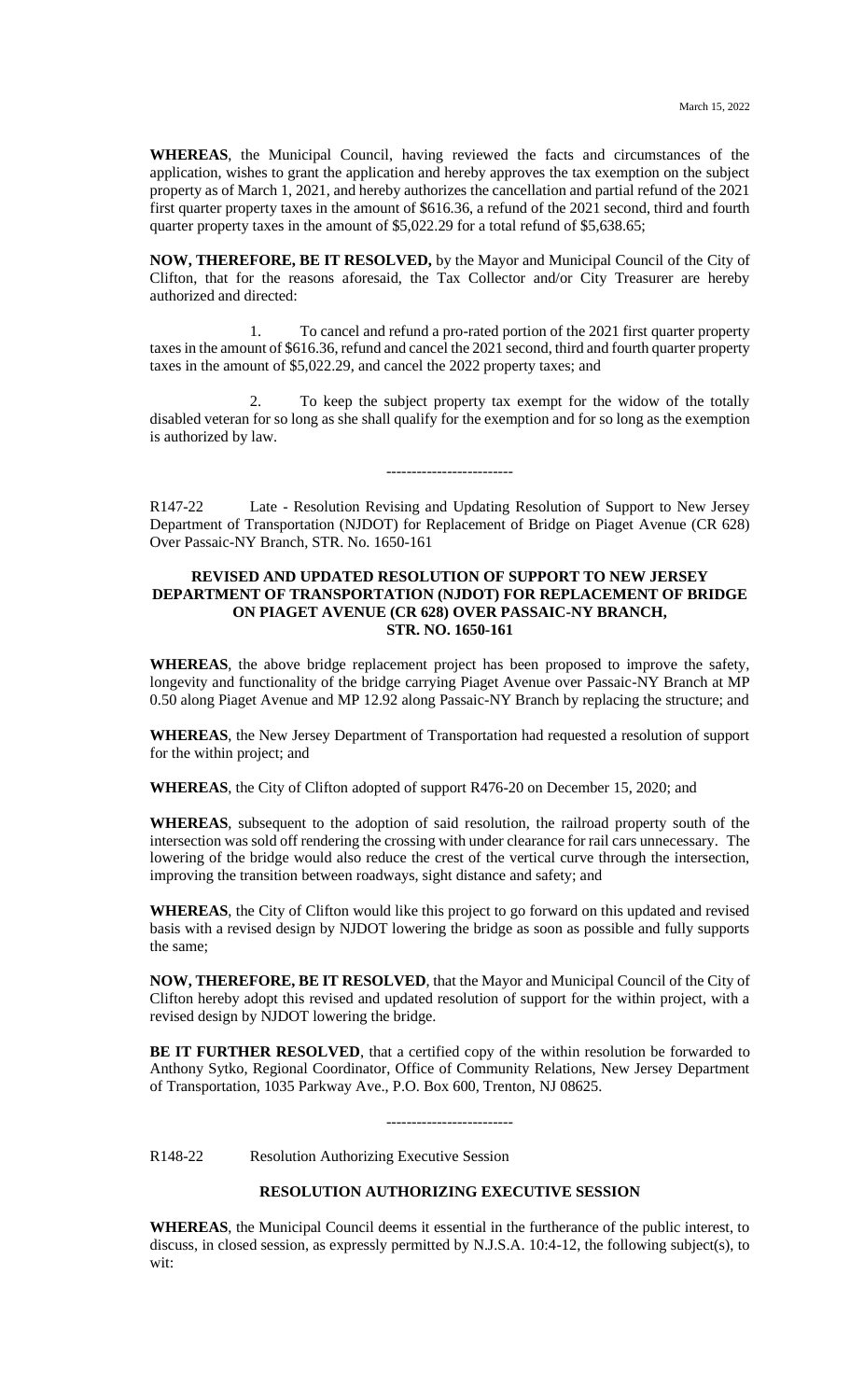**WHEREAS**, the Municipal Council, having reviewed the facts and circumstances of the application, wishes to grant the application and hereby approves the tax exemption on the subject property as of March 1, 2021, and hereby authorizes the cancellation and partial refund of the 2021 first quarter property taxes in the amount of $616.36, a refund of the 2021 second, third and fourth quarter property taxes in the amount of $5,022.29 for a total refund of $5,638.65;

**NOW, THEREFORE, BE IT RESOLVED,** by the Mayor and Municipal Council of the City of Clifton, that for the reasons aforesaid, the Tax Collector and/or City Treasurer are hereby authorized and directed:

1. To cancel and refund a pro-rated portion of the 2021 first quarter property taxes in the amount of $616.36, refund and cancel the 2021 second, third and fourth quarter property taxes in the amount of $5,022.29, and cancel the 2022 property taxes; and

2. To keep the subject property tax exempt for the widow of the totally disabled veteran for so long as she shall qualify for the exemption and for so long as the exemption is authorized by law.

-------------------------

R147-22 Late - Resolution Revising and Updating Resolution of Support to New Jersey Department of Transportation (NJDOT) for Replacement of Bridge on Piaget Avenue (CR 628) Over Passaic-NY Branch, STR. No. 1650-161

**REVISED AND UPDATED RESOLUTION OF SUPPORT TO NEW JERSEY DEPARTMENT OF TRANSPORTATION (NJDOT) FOR REPLACEMENT OF BRIDGE ON PIAGET AVENUE (CR 628) OVER PASSAIC-NY BRANCH, STR. NO. 1650-161**

**WHEREAS**, the above bridge replacement project has been proposed to improve the safety, longevity and functionality of the bridge carrying Piaget Avenue over Passaic-NY Branch at MP 0.50 along Piaget Avenue and MP 12.92 along Passaic-NY Branch by replacing the structure; and

**WHEREAS**, the New Jersey Department of Transportation had requested a resolution of support for the within project; and

**WHEREAS**, the City of Clifton adopted of support R476-20 on December 15, 2020; and

**WHEREAS**, subsequent to the adoption of said resolution, the railroad property south of the intersection was sold off rendering the crossing with under clearance for rail cars unnecessary. The lowering of the bridge would also reduce the crest of the vertical curve through the intersection, improving the transition between roadways, sight distance and safety; and

**WHEREAS**, the City of Clifton would like this project to go forward on this updated and revised basis with a revised design by NJDOT lowering the bridge as soon as possible and fully supports the same;

**NOW, THEREFORE, BE IT RESOLVED**, that the Mayor and Municipal Council of the City of Clifton hereby adopt this revised and updated resolution of support for the within project, with a revised design by NJDOT lowering the bridge.

**BE IT FURTHER RESOLVED**, that a certified copy of the within resolution be forwarded to Anthony Sytko, Regional Coordinator, Office of Community Relations, New Jersey Department of Transportation, 1035 Parkway Ave., P.O. Box 600, Trenton, NJ 08625.

-------------------------

R148-22 Resolution Authorizing Executive Session

**RESOLUTION AUTHORIZING EXECUTIVE SESSION**

**WHEREAS**, the Municipal Council deems it essential in the furtherance of the public interest, to discuss, in closed session, as expressly permitted by N.J.S.A. 10:4-12, the following subject(s), to wit: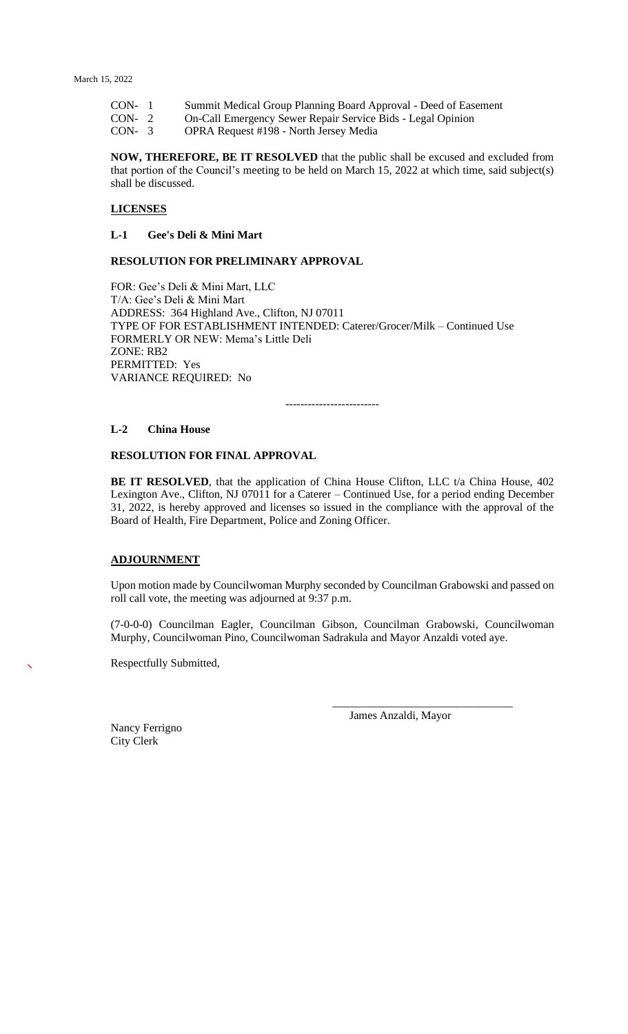March 15, 2022

CON- 1 Summit Medical Group Planning Board Approval - Deed of Easement
CON- 2 On-Call Emergency Sewer Repair Service Bids - Legal Opinion
CON- 3 OPRA Request #198 - North Jersey Media

**NOW, THEREFORE, BE IT RESOLVED** that the public shall be excused and excluded from that portion of the Council's meeting to be held on March 15, 2022 at which time, said subject(s) shall be discussed.

## LICENSES

### L-1 Gee's Deli & Mini Mart

### RESOLUTION FOR PRELIMINARY APPROVAL

FOR: Gee's Deli & Mini Mart, LLC
T/A: Gee's Deli & Mini Mart
ADDRESS: 364 Highland Ave., Clifton, NJ 07011
TYPE OF FOR ESTABLISHMENT INTENDED: Caterer/Grocer/Milk – Continued Use
FORMERLY OR NEW: Mema's Little Deli
ZONE: RB2
PERMITTED: Yes
VARIANCE REQUIRED: No

-------------------------

### L-2 China House

### RESOLUTION FOR FINAL APPROVAL

**BE IT RESOLVED**, that the application of China House Clifton, LLC t/a China House, 402 Lexington Ave., Clifton, NJ 07011 for a Caterer – Continued Use, for a period ending December 31, 2022, is hereby approved and licenses so issued in the compliance with the approval of the Board of Health, Fire Department, Police and Zoning Officer.

## ADJOURNMENT

Upon motion made by Councilwoman Murphy seconded by Councilman Grabowski and passed on roll call vote, the meeting was adjourned at 9:37 p.m.

(7-0-0-0) Councilman Eagler, Councilman Gibson, Councilman Grabowski, Councilwoman Murphy, Councilwoman Pino, Councilwoman Sadrakula and Mayor Anzaldi voted aye.

Respectfully Submitted,

James Anzaldi, Mayor

Nancy Ferrigno
City Clerk